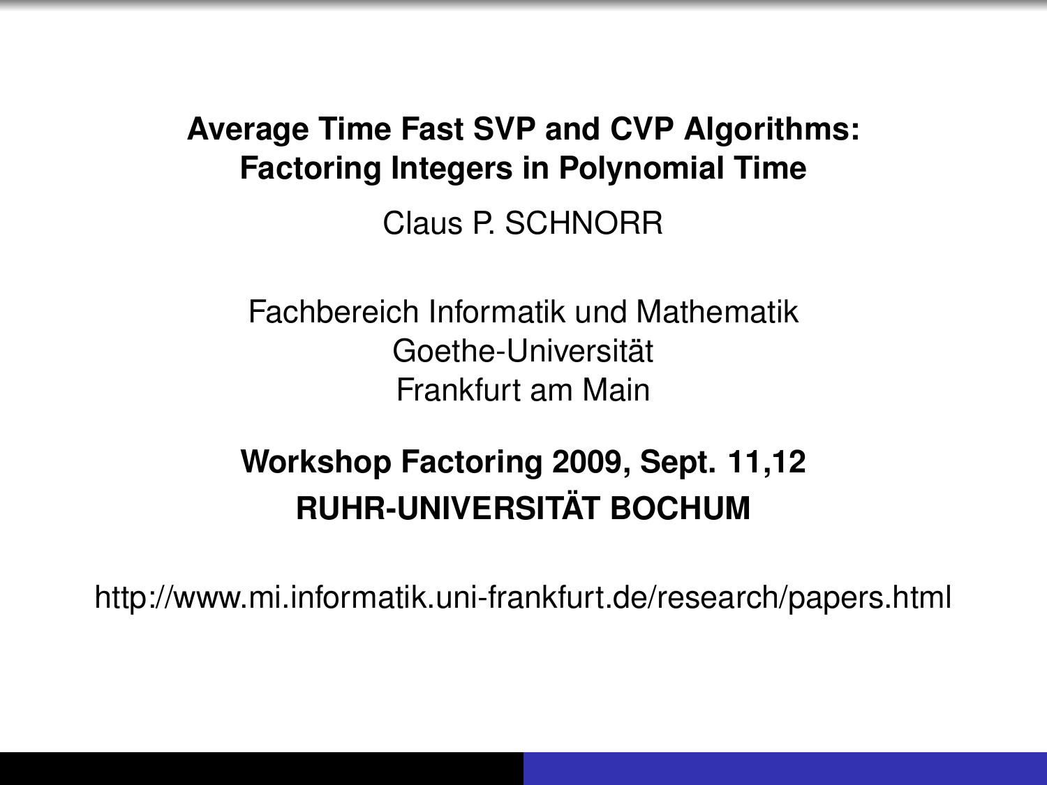# Average Time Fast SVP and CVP Algorithms: Factoring Integers in Polynomial Time

Claus P. SCHNORR

Fachbereich Informatik und Mathematik
Goethe-Universität
Frankfurt am Main

**Workshop Factoring 2009, Sept. 11,12**
**RUHR-UNIVERSITÄT BOCHUM**

http://www.mi.informatik.uni-frankfurt.de/research/papers.html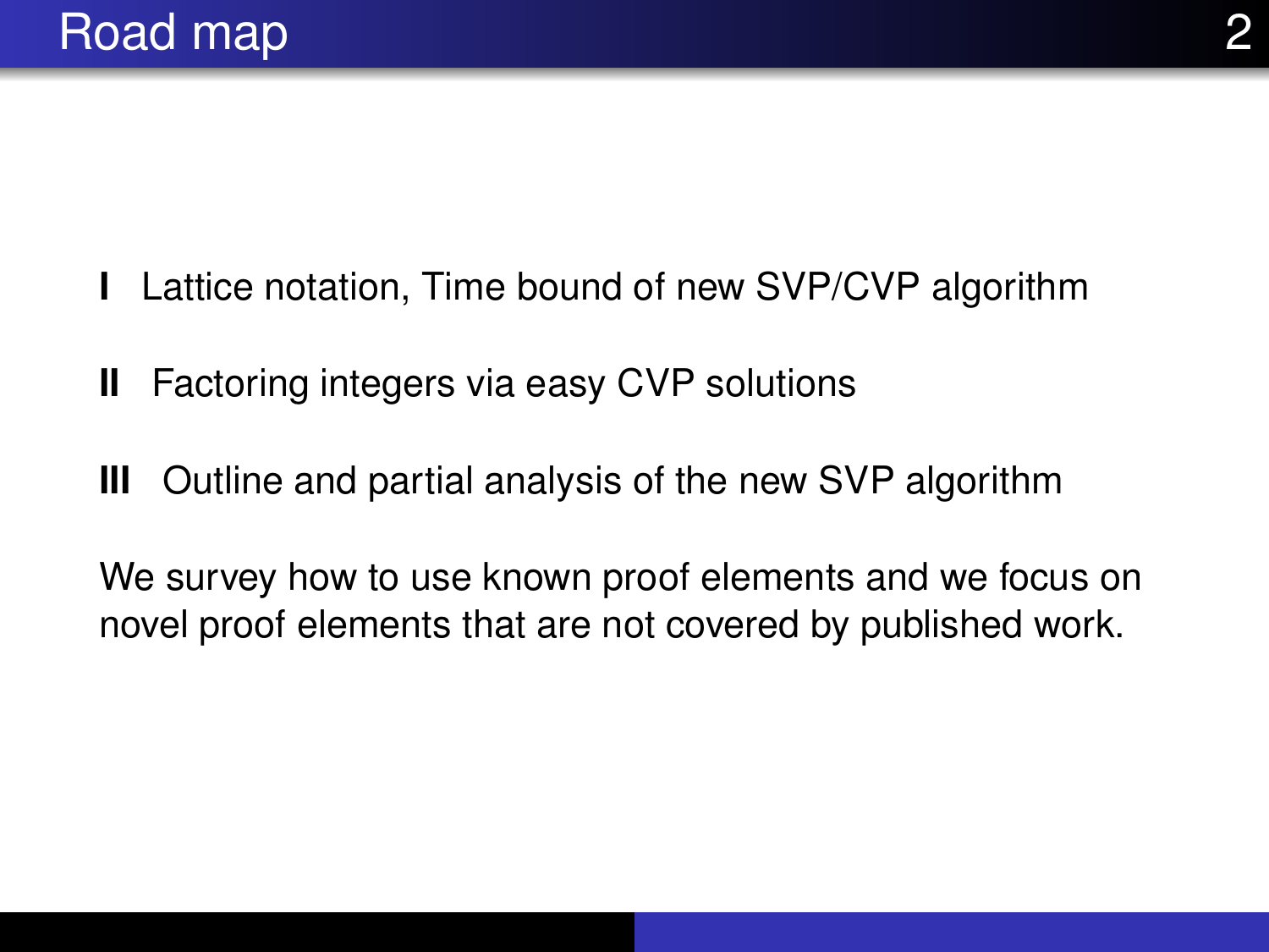# Road map

**I** Lattice notation, Time bound of new SVP/CVP algorithm

**II** Factoring integers via easy CVP solutions

**III** Outline and partial analysis of the new SVP algorithm

We survey how to use known proof elements and we focus on novel proof elements that are not covered by published work.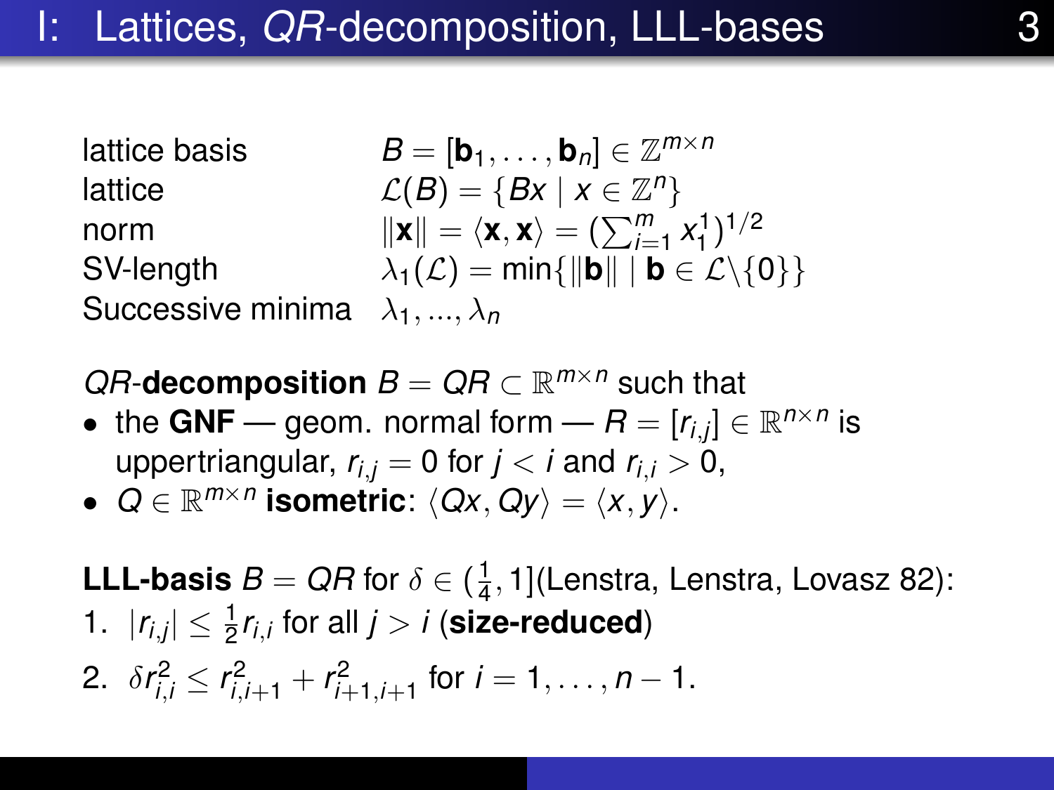# I: Lattices, *QR*-decomposition, LLL-bases

| | |
|---|---|
| lattice basis | $B = [\mathbf{b}_1, \ldots, \mathbf{b}_n] \in \mathbb{Z}^{m \times n}$ |
| lattice | $\mathcal{L}(B) = \{Bx \mid x \in \mathbb{Z}^n\}$ |
| norm | $\|\mathbf{x}\| = \langle \mathbf{x}, \mathbf{x} \rangle = (\sum_{i=1}^m x_1^1)^{1/2}$ |
| SV-length | $\lambda_1(\mathcal{L}) = \min\{\|\mathbf{b}\| \mid \mathbf{b} \in \mathcal{L} \setminus \{0\}\}$ |
| Successive minima | $\lambda_1, ..., \lambda_n$ |

*QR*-**decomposition** $B = QR \subset \mathbb{R}^{m \times n}$ such that

- the **GNF** — geom. normal form — $R = [r_{i,j}] \in \mathbb{R}^{n \times n}$ is uppertriangular, $r_{i,j} = 0$ for $j < i$ and $r_{i,i} > 0$,
- $Q \in \mathbb{R}^{m \times n}$ **isometric**: $\langle Qx, Qy \rangle = \langle x, y \rangle$.

**LLL-basis** $B = QR$ for $\delta \in (\frac{1}{4}, 1]$(Lenstra, Lenstra, Lovasz 82):

1. $|r_{i,j}| \leq \frac{1}{2} r_{i,i}$ for all $j > i$ (**size-reduced**)
2. $\delta r_{i,i}^2 \leq r_{i,i+1}^2 + r_{i+1,i+1}^2$ for $i = 1, \ldots, n-1$.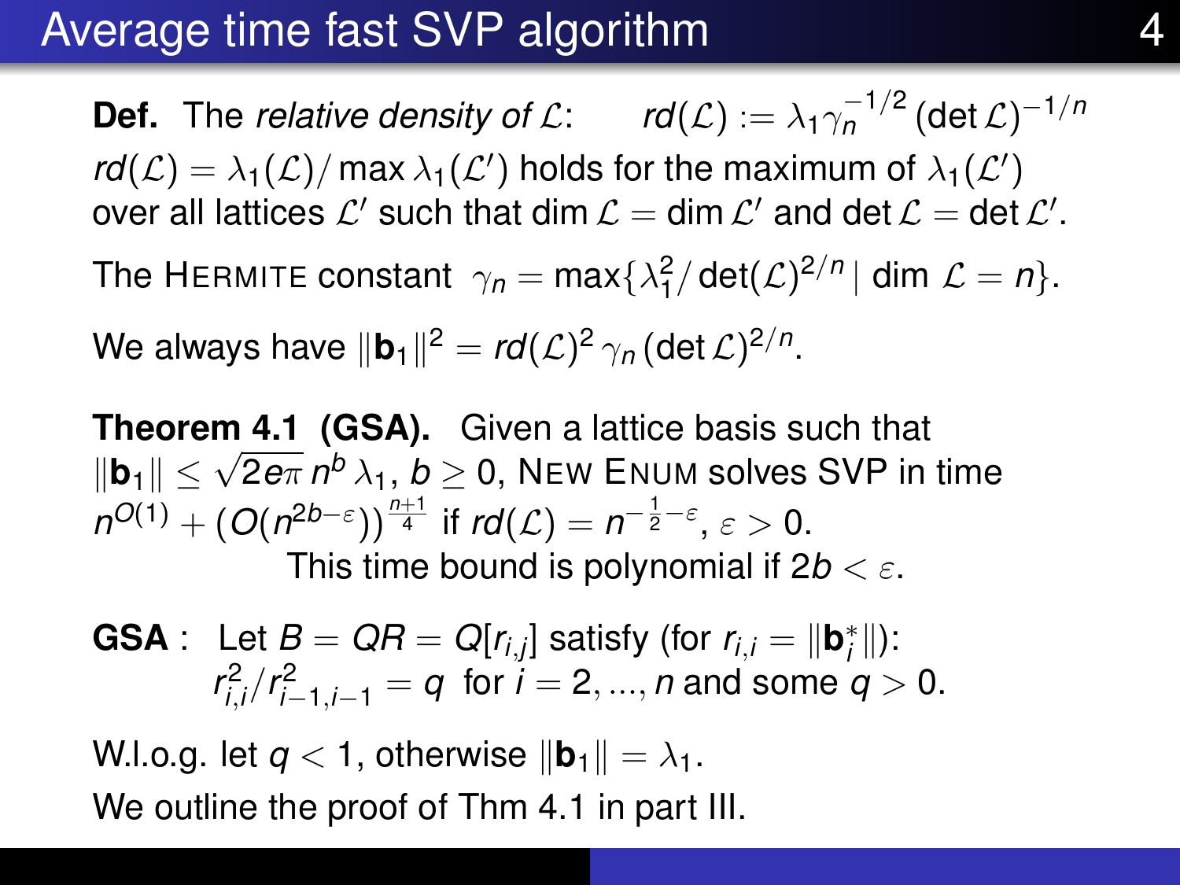# Average time fast SVP algorithm

**Def.** The *relative density of* $\mathcal{L}$: $\quad rd(\mathcal{L}) := \lambda_1 \gamma_n^{-1/2} (\det \mathcal{L})^{-1/n}$
$rd(\mathcal{L}) = \lambda_1(\mathcal{L}) / \max \lambda_1(\mathcal{L}')$ holds for the maximum of $\lambda_1(\mathcal{L}')$ over all lattices $\mathcal{L}'$ such that $\dim \mathcal{L} = \dim \mathcal{L}'$ and $\det \mathcal{L} = \det \mathcal{L}'$.

The HERMITE constant $\gamma_n = \max\{\lambda_1^2 / \det(\mathcal{L})^{2/n} \mid \dim\, \mathcal{L} = n\}$.

We always have $\|\mathbf{b}_1\|^2 = rd(\mathcal{L})^2 \, \gamma_n \, (\det \mathcal{L})^{2/n}$.

**Theorem 4.1 (GSA).** Given a lattice basis such that $\|\mathbf{b}_1\| \le \sqrt{2e\pi}\, n^b \, \lambda_1$, $b \ge 0$, NEW ENUM solves SVP in time $n^{O(1)} + (O(n^{2b-\varepsilon}))^{\frac{n+1}{4}}$ if $rd(\mathcal{L}) = n^{-\frac{1}{2}-\varepsilon}$, $\varepsilon > 0$.
This time bound is polynomial if $2b < \varepsilon$.

**GSA :** Let $B = QR = Q[r_{i,j}]$ satisfy (for $r_{i,i} = \|\mathbf{b}_i^*\|$):
$r_{i,i}^2 / r_{i-1,i-1}^2 = q$ for $i = 2, ..., n$ and some $q > 0$.

W.l.o.g. let $q < 1$, otherwise $\|\mathbf{b}_1\| = \lambda_1$.

We outline the proof of Thm 4.1 in part III.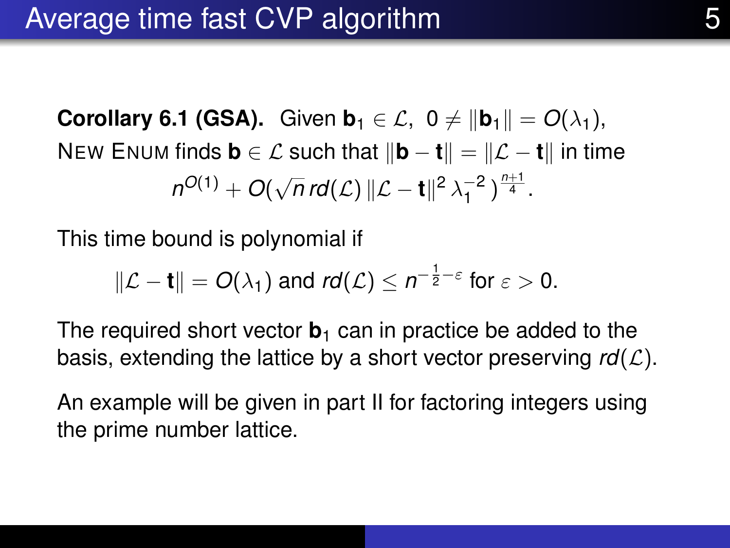# Average time fast CVP algorithm

**Corollary 6.1 (GSA).** Given $\mathbf{b}_1 \in \mathcal{L}$, $0 \neq \|\mathbf{b}_1\| = O(\lambda_1)$, NEW ENUM finds $\mathbf{b} \in \mathcal{L}$ such that $\|\mathbf{b} - \mathbf{t}\| = \|\mathcal{L} - \mathbf{t}\|$ in time

$$n^{O(1)} + O(\sqrt{n}\, rd(\mathcal{L})\, \|\mathcal{L} - \mathbf{t}\|^2 \, \lambda_1^{-2} \,)^{\frac{n+1}{4}}.$$

This time bound is polynomial if

$$\|\mathcal{L} - \mathbf{t}\| = O(\lambda_1) \text{ and } rd(\mathcal{L}) \leq n^{-\frac{1}{2} - \varepsilon} \text{ for } \varepsilon > 0.$$

The required short vector $\mathbf{b}_1$ can in practice be added to the basis, extending the lattice by a short vector preserving $rd(\mathcal{L})$.

An example will be given in part II for factoring integers using the prime number lattice.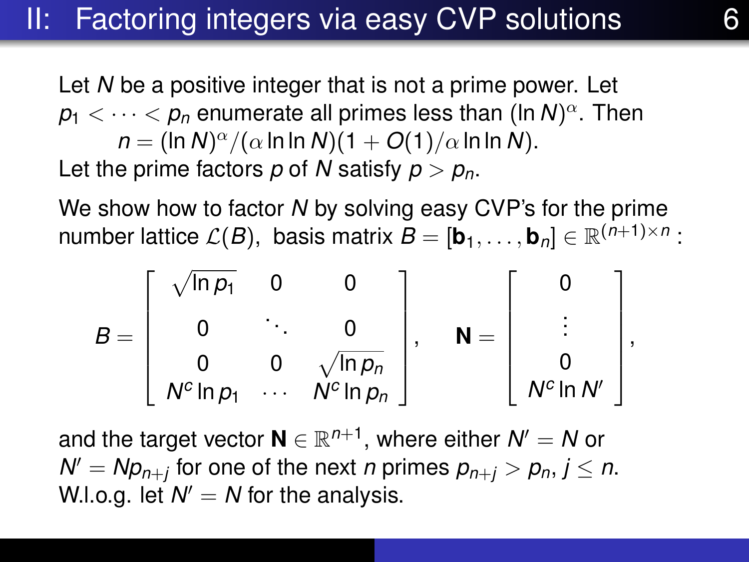# II: Factoring integers via easy CVP solutions

Let $N$ be a positive integer that is not a prime power. Let $p_1 < \cdots < p_n$ enumerate all primes less than $(\ln N)^\alpha$. Then

$$n = (\ln N)^\alpha / (\alpha \ln\ln N)(1 + O(1)/\alpha \ln\ln N).$$

Let the prime factors $p$ of $N$ satisfy $p > p_n$.

We show how to factor $N$ by solving easy CVP's for the prime number lattice $\mathcal{L}(B)$, basis matrix $B = [\mathbf{b}_1, \ldots, \mathbf{b}_n] \in \mathbb{R}^{(n+1)\times n}$ :

$$B = \begin{bmatrix} \sqrt{\ln p_1} & 0 & 0 \\ 0 & \ddots & 0 \\ 0 & 0 & \sqrt{\ln p_n} \\ N^c \ln p_1 & \cdots & N^c \ln p_n \end{bmatrix}, \quad \mathbf{N} = \begin{bmatrix} 0 \\ \vdots \\ 0 \\ N^c \ln N' \end{bmatrix},$$

and the target vector $\mathbf{N} \in \mathbb{R}^{n+1}$, where either $N' = N$ or $N' = Np_{n+j}$ for one of the next $n$ primes $p_{n+j} > p_n$, $j \leq n$. W.l.o.g. let $N' = N$ for the analysis.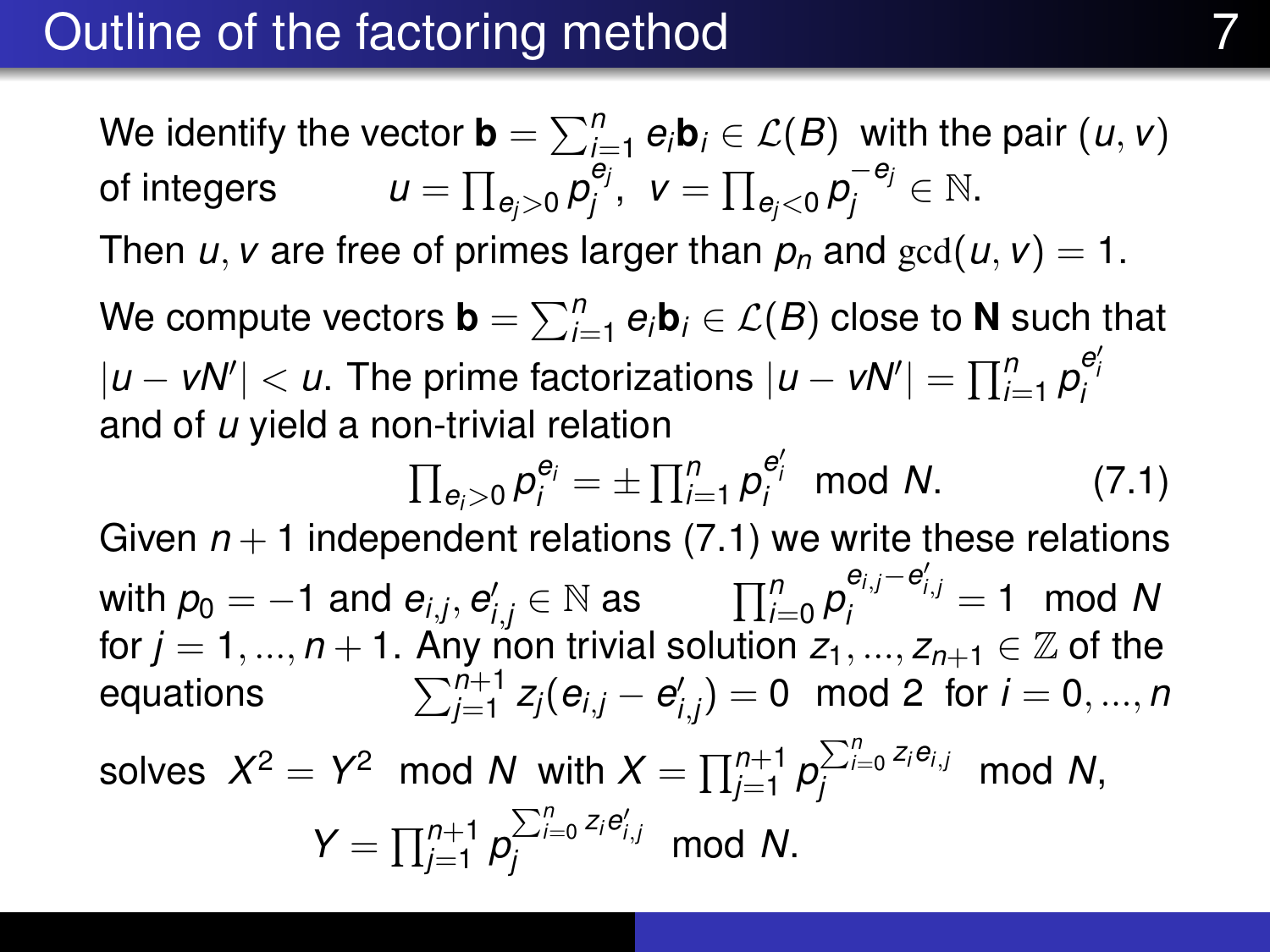# Outline of the factoring method

We identify the vector $\mathbf{b} = \sum_{i=1}^{n} e_i \mathbf{b}_i \in \mathcal{L}(B)$ with the pair $(u, v)$ of integers $\quad u = \prod_{e_j > 0} p_j^{e_j}, \;\; v = \prod_{e_j < 0} p_j^{-e_j} \in \mathbb{N}$.

Then $u, v$ are free of primes larger than $p_n$ and $\gcd(u, v) = 1$.

We compute vectors $\mathbf{b} = \sum_{i=1}^{n} e_i \mathbf{b}_i \in \mathcal{L}(B)$ close to $\mathbf{N}$ such that $|u - vN'| < u$. The prime factorizations $|u - vN'| = \prod_{i=1}^{n} p_i^{e_i'}$ and of $u$ yield a non-trivial relation

$$\prod_{e_i > 0} p_i^{e_i} = \pm \prod_{i=1}^{n} p_i^{e_i'} \mod N. \tag{7.1}$$

Given $n+1$ independent relations (7.1) we write these relations with $p_0 = -1$ and $e_{i,j}, e_{i,j}' \in \mathbb{N}$ as $\quad \prod_{i=0}^{n} p_i^{e_{i,j} - e_{i,j}'} = 1 \mod N$ for $j = 1, ..., n+1$. Any non trivial solution $z_1, ..., z_{n+1} \in \mathbb{Z}$ of the equations $\quad \sum_{j=1}^{n+1} z_j (e_{i,j} - e_{i,j}') = 0 \mod 2$ for $i = 0, ..., n$

solves $X^2 = Y^2 \mod N$ with $X = \prod_{j=1}^{n+1} p_j^{\sum_{i=0}^{n} z_i e_{i,j}} \mod N$,

$$Y = \prod_{j=1}^{n+1} p_j^{\sum_{i=0}^{n} z_i e_{i,j}'} \mod N.$$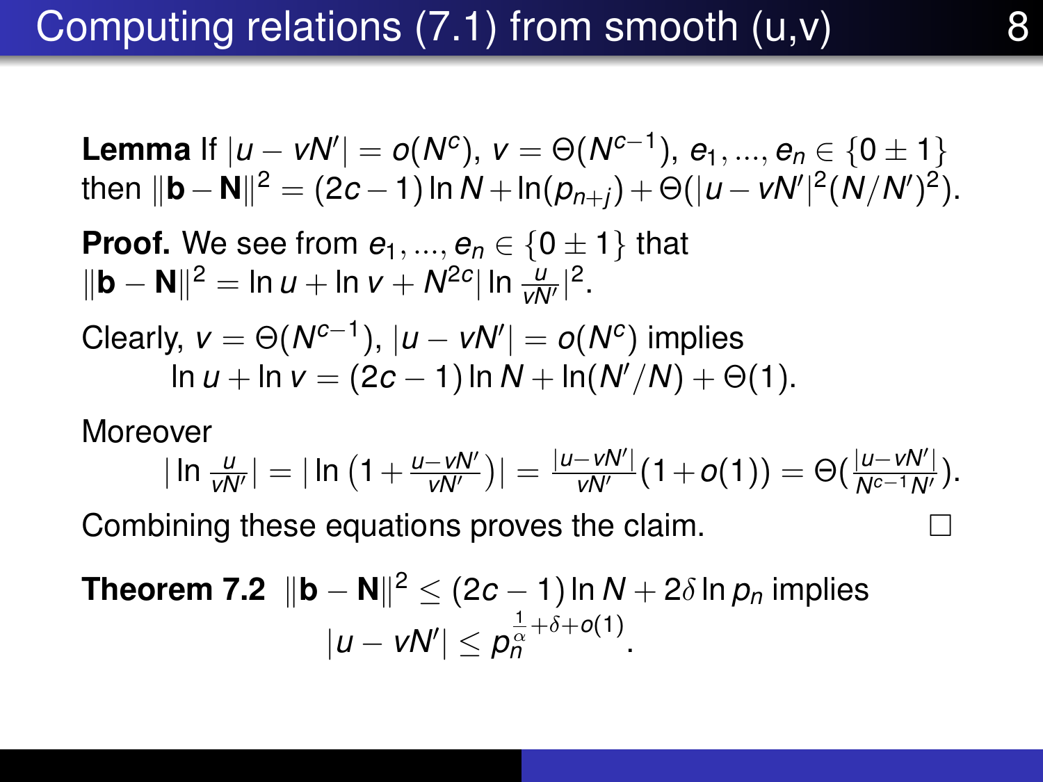# Computing relations (7.1) from smooth (u,v)

**Lemma** If $|u - vN'| = o(N^c)$, $v = \Theta(N^{c-1})$, $e_1, ..., e_n \in \{0 \pm 1\}$ then $\|\mathbf{b} - \mathbf{N}\|^2 = (2c-1)\ln N + \ln(p_{n+j}) + \Theta(|u - vN'|^2 (N/N')^2)$.

**Proof.** We see from $e_1, ..., e_n \in \{0 \pm 1\}$ that $\|\mathbf{b} - \mathbf{N}\|^2 = \ln u + \ln v + N^{2c} |\ln \frac{u}{vN'}|^2$.

Clearly, $v = \Theta(N^{c-1})$, $|u - vN'| = o(N^c)$ implies

$$\ln u + \ln v = (2c-1)\ln N + \ln(N'/N) + \Theta(1).$$

Moreover

$$|\ln \tfrac{u}{vN'}| = |\ln\left(1 + \tfrac{u - vN'}{vN'}\right)| = \tfrac{|u - vN'|}{vN'}(1 + o(1)) = \Theta\left(\tfrac{|u - vN'|}{N^{c-1}N'}\right).$$

Combining these equations proves the claim. □

**Theorem 7.2** $\|\mathbf{b} - \mathbf{N}\|^2 \leq (2c-1)\ln N + 2\delta \ln p_n$ implies

$$|u - vN'| \leq p_n^{\frac{1}{\alpha} + \delta + o(1)}.$$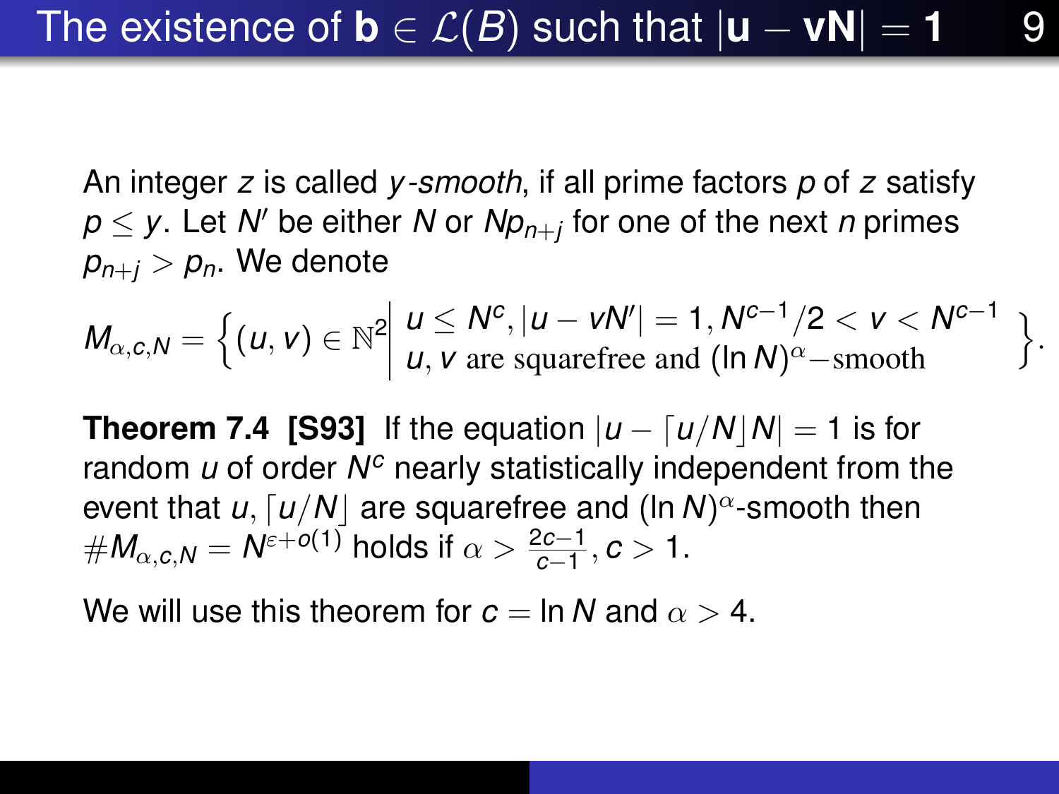# The existence of $\mathbf{b} \in \mathcal{L}(B)$ such that $|\mathbf{u} - \mathbf{vN}| = \mathbf{1}$

An integer $z$ is called *$y$-smooth*, if all prime factors $p$ of $z$ satisfy $p \leq y$. Let $N'$ be either $N$ or $Np_{n+j}$ for one of the next $n$ primes $p_{n+j} > p_n$. We denote

$$M_{\alpha,c,N} = \left\{ (u,v) \in \mathbb{N}^2 \middle| \begin{array}{l} u \leq N^c, |u - vN'| = 1, N^{c-1}/2 < v < N^{c-1} \\ u, v \text{ are squarefree and } (\ln N)^{\alpha} - \text{smooth} \end{array} \right\}.$$

**Theorem 7.4 [S93]** If the equation $|u - \lceil u/N \rfloor N| = 1$ is for random $u$ of order $N^c$ nearly statistically independent from the event that $u, \lceil u/N \rfloor$ are squarefree and $(\ln N)^{\alpha}$-smooth then $\# M_{\alpha,c,N} = N^{\varepsilon + o(1)}$ holds if $\alpha > \frac{2c-1}{c-1}, c > 1$.

We will use this theorem for $c = \ln N$ and $\alpha > 4$.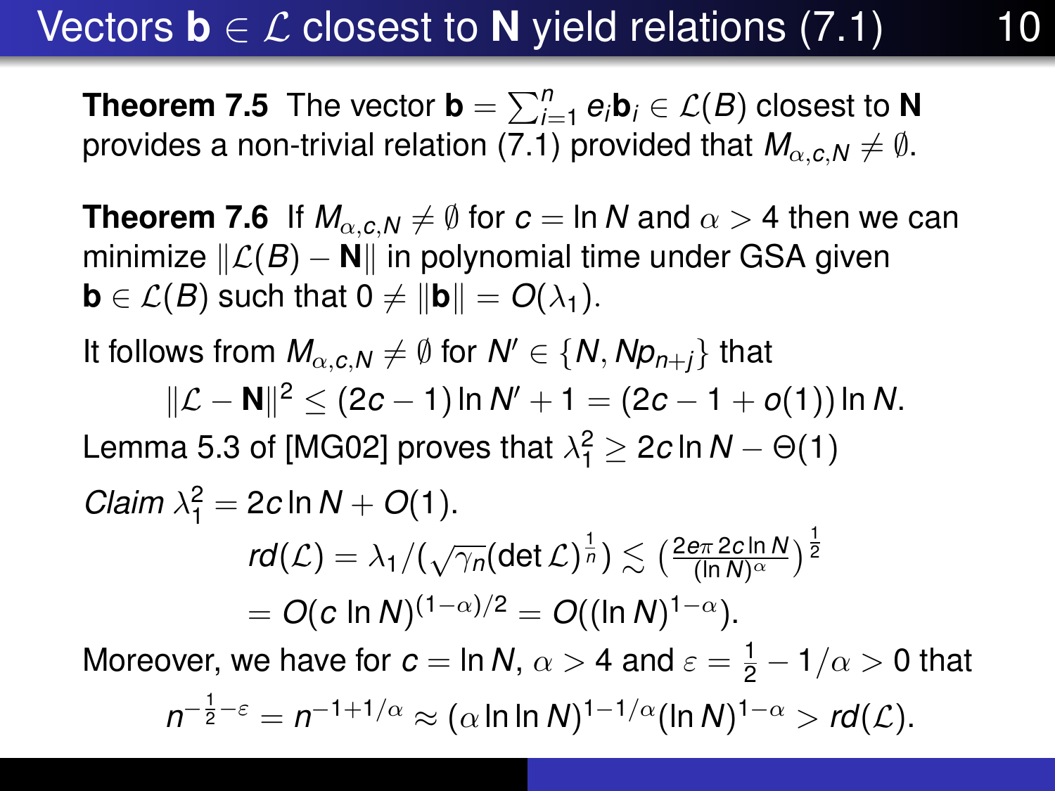# Vectors $\mathbf{b} \in \mathcal{L}$ closest to $\mathbf{N}$ yield relations (7.1)

**Theorem 7.5** The vector $\mathbf{b} = \sum_{i=1}^{n} e_i \mathbf{b}_i \in \mathcal{L}(B)$ closest to $\mathbf{N}$ provides a non-trivial relation (7.1) provided that $M_{\alpha,c,N} \neq \emptyset$.

**Theorem 7.6** If $M_{\alpha,c,N} \neq \emptyset$ for $c = \ln N$ and $\alpha > 4$ then we can minimize $\|\mathcal{L}(B) - \mathbf{N}\|$ in polynomial time under GSA given $\mathbf{b} \in \mathcal{L}(B)$ such that $0 \neq \|\mathbf{b}\| = O(\lambda_1)$.

It follows from $M_{\alpha,c,N} \neq \emptyset$ for $N' \in \{N, Np_{n+j}\}$ that

$$\|\mathcal{L} - \mathbf{N}\|^2 \leq (2c-1)\ln N' + 1 = (2c - 1 + o(1))\ln N.$$

Lemma 5.3 of [MG02] proves that $\lambda_1^2 \geq 2c\ln N - \Theta(1)$

*Claim* $\lambda_1^2 = 2c\ln N + O(1)$.

$$rd(\mathcal{L}) = \lambda_1/(\sqrt{\gamma_n}(\det \mathcal{L})^{\frac{1}{n}}) \lesssim \left(\frac{2e\pi\, 2c\ln N}{(\ln N)^{\alpha}}\right)^{\frac{1}{2}}$$

$$= O(c\ln N)^{(1-\alpha)/2} = O((\ln N)^{1-\alpha}).$$

Moreover, we have for $c = \ln N$, $\alpha > 4$ and $\varepsilon = \frac{1}{2} - 1/\alpha > 0$ that

$$n^{-\frac{1}{2}-\varepsilon} = n^{-1+1/\alpha} \approx (\alpha \ln\ln N)^{1-1/\alpha}(\ln N)^{1-\alpha} > rd(\mathcal{L}).$$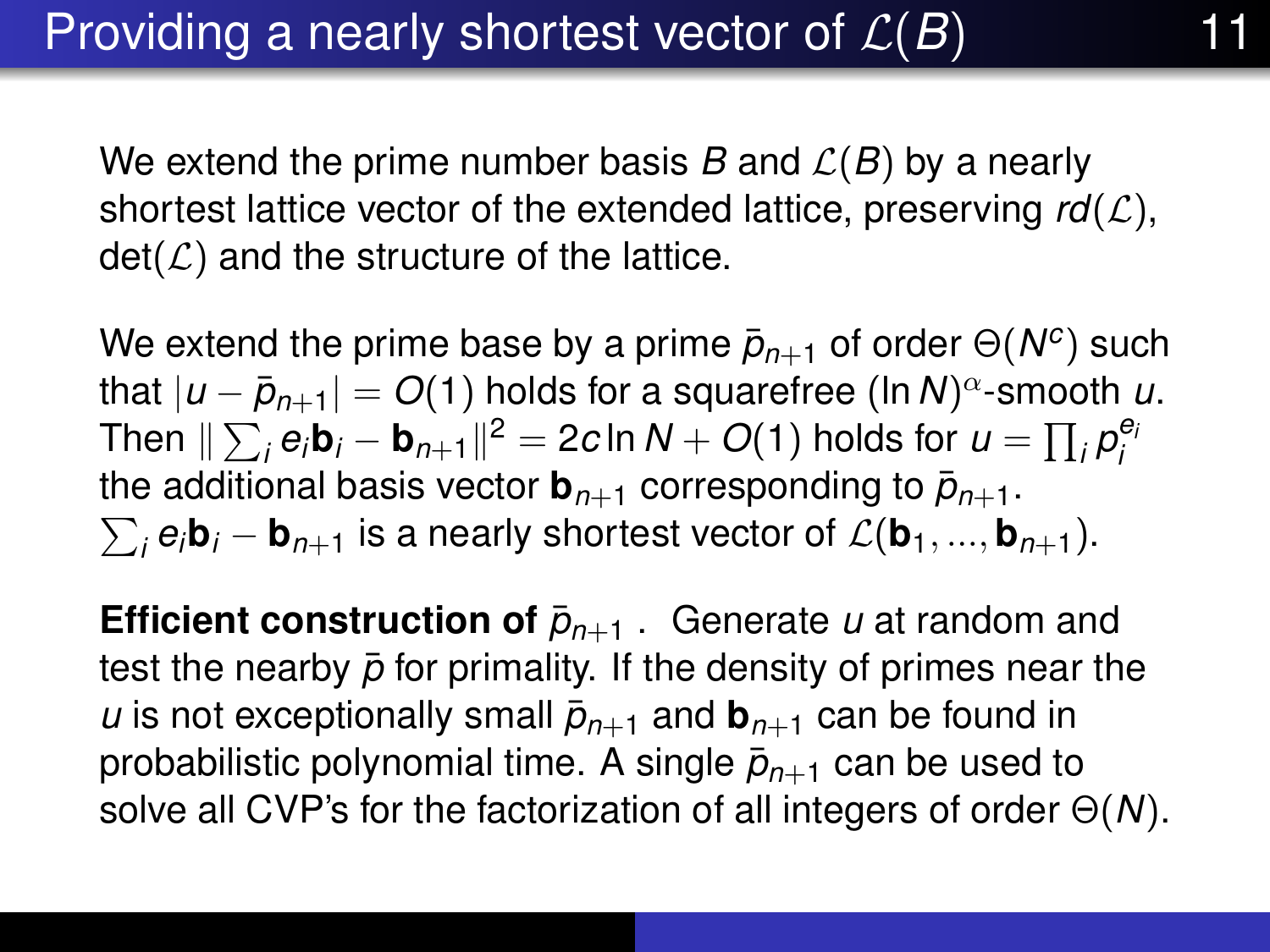# Providing a nearly shortest vector of $\mathcal{L}(B)$

We extend the prime number basis $B$ and $\mathcal{L}(B)$ by a nearly shortest lattice vector of the extended lattice, preserving $rd(\mathcal{L})$, $\det(\mathcal{L})$ and the structure of the lattice.

We extend the prime base by a prime $\bar{p}_{n+1}$ of order $\Theta(N^c)$ such that $|u - \bar{p}_{n+1}| = O(1)$ holds for a squarefree $(\ln N)^\alpha$-smooth $u$. Then $\| \sum_i e_i \mathbf{b}_i - \mathbf{b}_{n+1} \|^2 = 2c \ln N + O(1)$ holds for $u = \prod_i p_i^{e_i}$ the additional basis vector $\mathbf{b}_{n+1}$ corresponding to $\bar{p}_{n+1}$. $\sum_i e_i \mathbf{b}_i - \mathbf{b}_{n+1}$ is a nearly shortest vector of $\mathcal{L}(\mathbf{b}_1, ..., \mathbf{b}_{n+1})$.

**Efficient construction of $\bar{p}_{n+1}$ .** Generate $u$ at random and test the nearby $\bar{p}$ for primality. If the density of primes near the $u$ is not exceptionally small $\bar{p}_{n+1}$ and $\mathbf{b}_{n+1}$ can be found in probabilistic polynomial time. A single $\bar{p}_{n+1}$ can be used to solve all CVP's for the factorization of all integers of order $\Theta(N)$.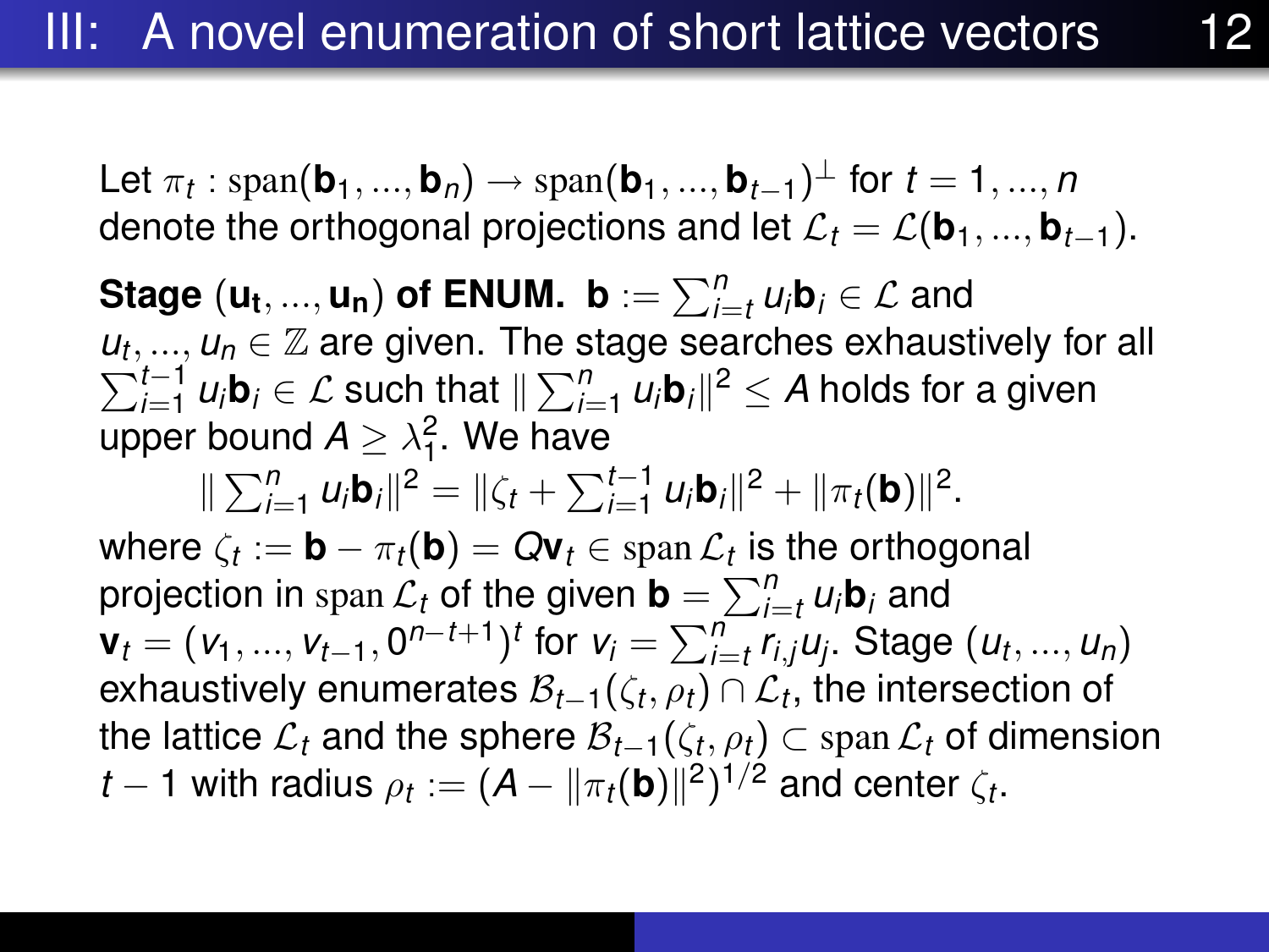# III: A novel enumeration of short lattice vectors

Let $\pi_t : \mathrm{span}(\mathbf{b}_1, ..., \mathbf{b}_n) \to \mathrm{span}(\mathbf{b}_1, ..., \mathbf{b}_{t-1})^\perp$ for $t = 1, ..., n$ denote the orthogonal projections and let $\mathcal{L}_t = \mathcal{L}(\mathbf{b}_1, ..., \mathbf{b}_{t-1})$.

**Stage $(\mathbf{u_t}, ..., \mathbf{u_n})$ of ENUM.** $\mathbf{b} := \sum_{i=t}^n u_i \mathbf{b}_i \in \mathcal{L}$ and $u_t, ..., u_n \in \mathbb{Z}$ are given. The stage searches exhaustively for all $\sum_{i=1}^{t-1} u_i \mathbf{b}_i \in \mathcal{L}$ such that $\| \sum_{i=1}^n u_i \mathbf{b}_i \|^2 \leq A$ holds for a given upper bound $A \geq \lambda_1^2$. We have

$$\| \sum_{i=1}^n u_i \mathbf{b}_i \|^2 = \| \zeta_t + \sum_{i=1}^{t-1} u_i \mathbf{b}_i \|^2 + \| \pi_t(\mathbf{b}) \|^2.$$

where $\zeta_t := \mathbf{b} - \pi_t(\mathbf{b}) = Q\mathbf{v}_t \in \mathrm{span}\, \mathcal{L}_t$ is the orthogonal projection in $\mathrm{span}\, \mathcal{L}_t$ of the given $\mathbf{b} = \sum_{i=t}^n u_i \mathbf{b}_i$ and $\mathbf{v}_t = (v_1, ..., v_{t-1}, 0^{n-t+1})^t$ for $v_i = \sum_{i=t}^n r_{i,j} u_j$. Stage $(u_t, ..., u_n)$ exhaustively enumerates $\mathcal{B}_{t-1}(\zeta_t, \rho_t) \cap \mathcal{L}_t$, the intersection of the lattice $\mathcal{L}_t$ and the sphere $\mathcal{B}_{t-1}(\zeta_t, \rho_t) \subset \mathrm{span}\, \mathcal{L}_t$ of dimension $t - 1$ with radius $\rho_t := (A - \| \pi_t(\mathbf{b}) \|^2)^{1/2}$ and center $\zeta_t$.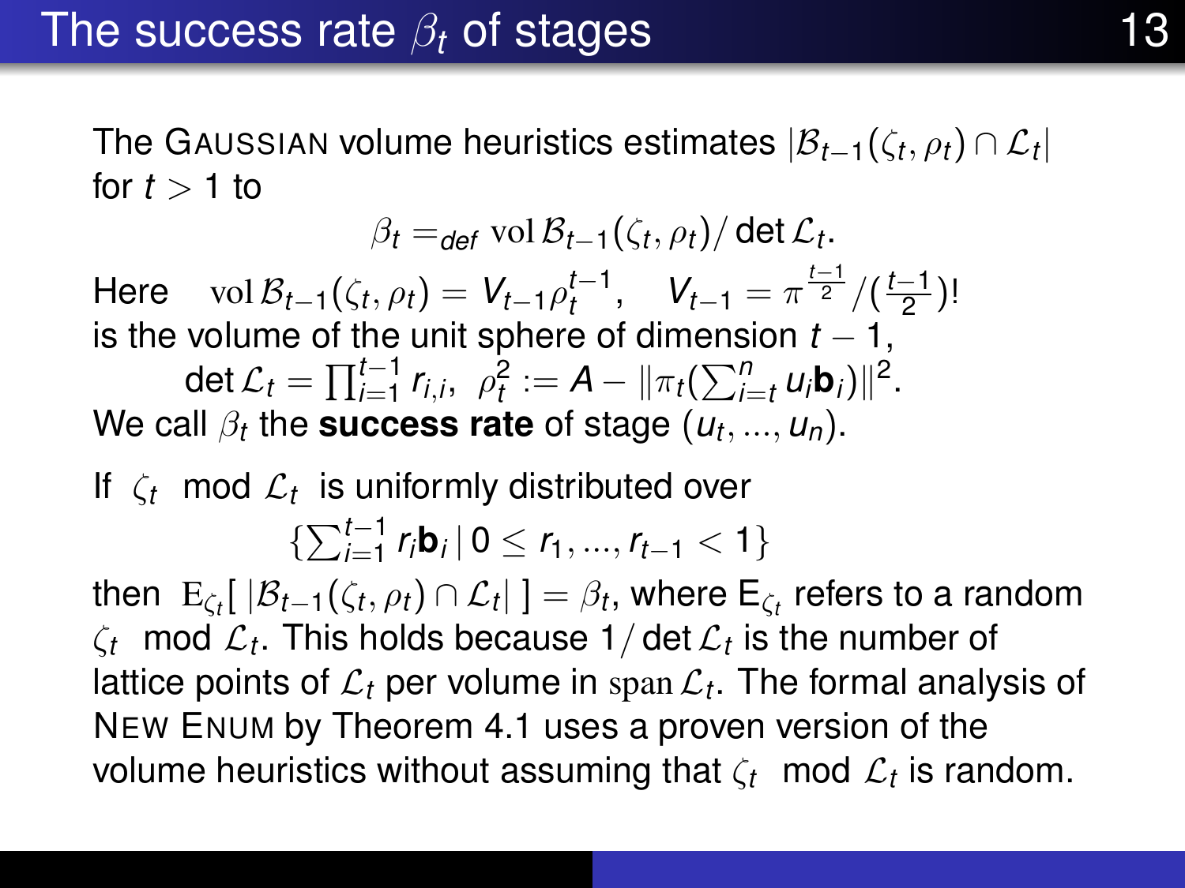# The success rate $\beta_t$ of stages

The GAUSSIAN volume heuristics estimates $|\mathcal{B}_{t-1}(\zeta_t, \rho_t) \cap \mathcal{L}_t|$ for $t > 1$ to

$$\beta_t =_{def} \mathrm{vol}\, \mathcal{B}_{t-1}(\zeta_t, \rho_t) / \det \mathcal{L}_t.$$

Here $\mathrm{vol}\, \mathcal{B}_{t-1}(\zeta_t, \rho_t) = V_{t-1} \rho_t^{t-1}, \quad V_{t-1} = \pi^{\frac{t-1}{2}} / (\frac{t-1}{2})!$ is the volume of the unit sphere of dimension $t - 1$,

$$\det \mathcal{L}_t = \prod_{i=1}^{t-1} r_{i,i}, \;\; \rho_t^2 := A - \|\pi_t(\sum_{i=t}^{n} u_i \mathbf{b}_i)\|^2.$$

We call $\beta_t$ the **success rate** of stage $(u_t, ..., u_n)$.

If $\zeta_t \mod \mathcal{L}_t$ is uniformly distributed over

$$\{\sum_{i=1}^{t-1} r_i \mathbf{b}_i \,|\, 0 \le r_1, ..., r_{t-1} < 1\}$$

then $\mathrm{E}_{\zeta_t}[\, |\mathcal{B}_{t-1}(\zeta_t, \rho_t) \cap \mathcal{L}_t| \,] = \beta_t$, where $\mathrm{E}_{\zeta_t}$ refers to a random $\zeta_t \mod \mathcal{L}_t$. This holds because $1/\det \mathcal{L}_t$ is the number of lattice points of $\mathcal{L}_t$ per volume in $\mathrm{span}\, \mathcal{L}_t$. The formal analysis of NEW ENUM by Theorem 4.1 uses a proven version of the volume heuristics without assuming that $\zeta_t \mod \mathcal{L}_t$ is random.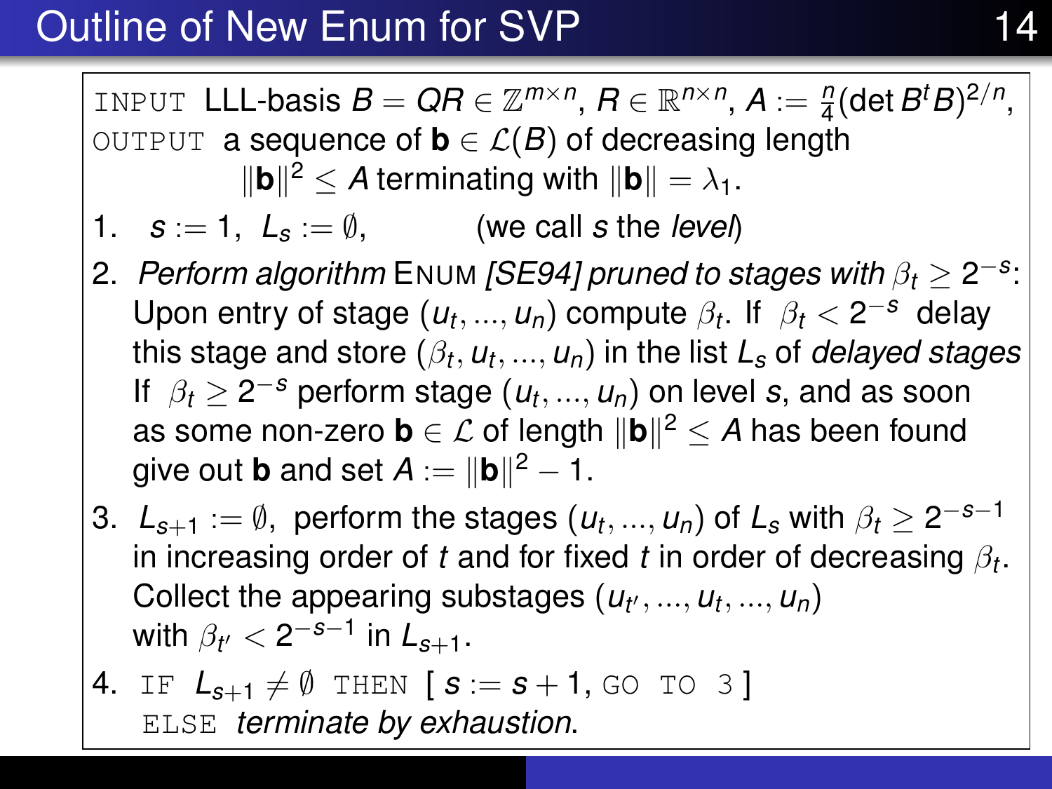# Outline of New Enum for SVP

INPUT LLL-basis $B = QR \in \mathbb{Z}^{m \times n}$, $R \in \mathbb{R}^{n \times n}$, $A := \frac{n}{4}(\det B^t B)^{2/n}$,

OUTPUT a sequence of $\mathbf{b} \in \mathcal{L}(B)$ of decreasing length $\|\mathbf{b}\|^2 \leq A$ terminating with $\|\mathbf{b}\| = \lambda_1$.

1. $s := 1$, $L_s := \emptyset$, (we call $s$ the *level*)
2. *Perform algorithm* ENUM *[SE94] pruned to stages with* $\beta_t \geq 2^{-s}$: Upon entry of stage $(u_t, ..., u_n)$ compute $\beta_t$. If $\beta_t < 2^{-s}$ delay this stage and store $(\beta_t, u_t, ..., u_n)$ in the list $L_s$ of *delayed stages*. If $\beta_t \geq 2^{-s}$ perform stage $(u_t, ..., u_n)$ on level $s$, and as soon as some non-zero $\mathbf{b} \in \mathcal{L}$ of length $\|\mathbf{b}\|^2 \leq A$ has been found give out $\mathbf{b}$ and set $A := \|\mathbf{b}\|^2 - 1$.
3. $L_{s+1} := \emptyset$, perform the stages $(u_t, ..., u_n)$ of $L_s$ with $\beta_t \geq 2^{-s-1}$ in increasing order of $t$ and for fixed $t$ in order of decreasing $\beta_t$. Collect the appearing substages $(u_{t'}, ..., u_t, ..., u_n)$ with $\beta_{t'} < 2^{-s-1}$ in $L_{s+1}$.
4. IF $L_{s+1} \neq \emptyset$ THEN [ $s := s + 1$, GO TO 3 ]
   ELSE *terminate by exhaustion*.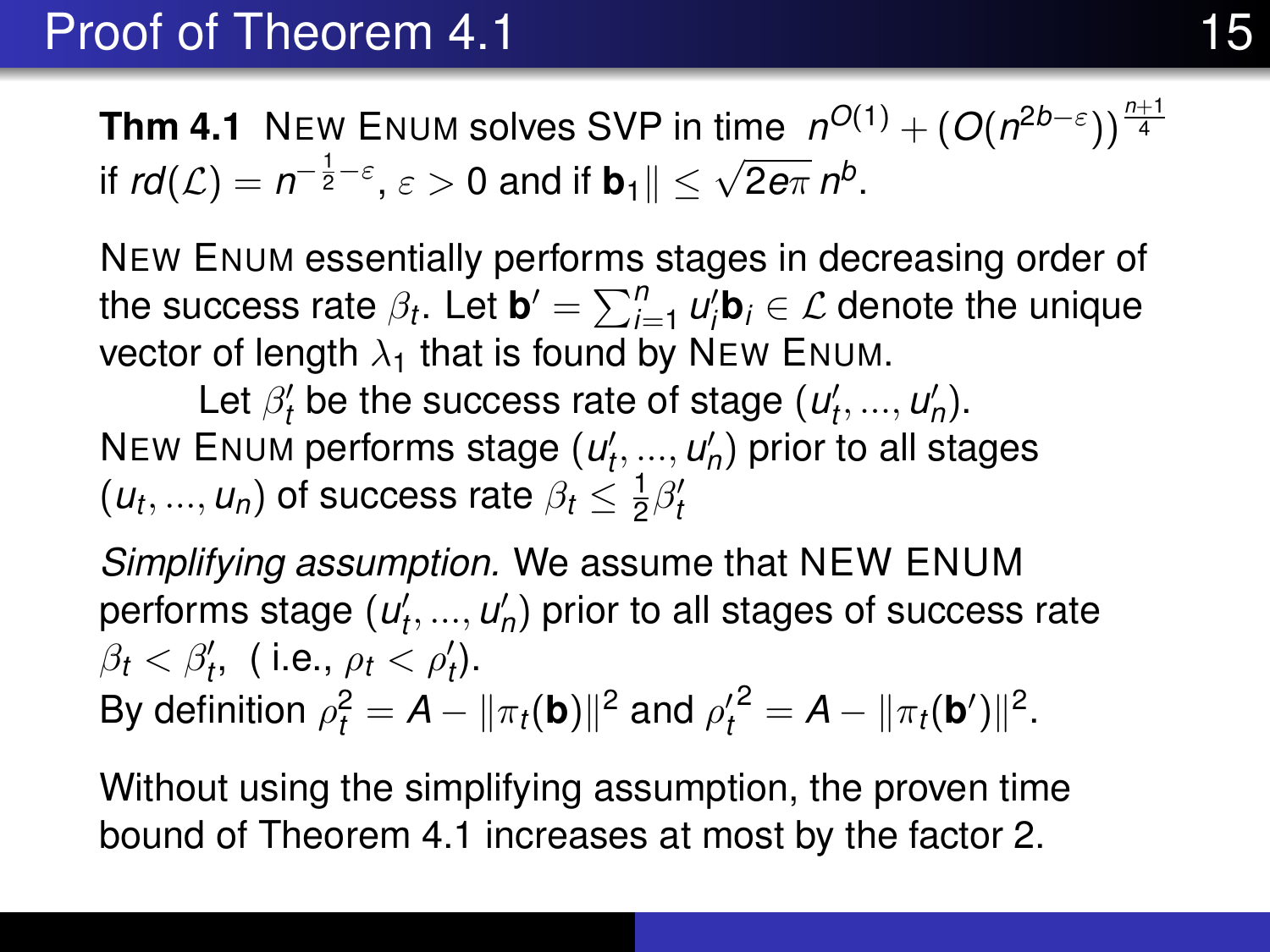# Proof of Theorem 4.1

**Thm 4.1** New Enum solves SVP in time $n^{O(1)} + (O(n^{2b-\varepsilon}))^{\frac{n+1}{4}}$ if $rd(\mathcal{L}) = n^{-\frac{1}{2}-\varepsilon}$, $\varepsilon > 0$ and if $\mathbf{b}_1\| \leq \sqrt{2e\pi}\, n^b$.

New Enum essentially performs stages in decreasing order of the success rate $\beta_t$. Let $\mathbf{b}' = \sum_{i=1}^{n} u_i' \mathbf{b}_i \in \mathcal{L}$ denote the unique vector of length $\lambda_1$ that is found by New Enum.

Let $\beta_t'$ be the success rate of stage $(u_t', ..., u_n')$.

New Enum performs stage $(u_t', ..., u_n')$ prior to all stages $(u_t, ..., u_n)$ of success rate $\beta_t \leq \frac{1}{2}\beta_t'$

*Simplifying assumption.* We assume that NEW ENUM performs stage $(u_t', ..., u_n')$ prior to all stages of success rate $\beta_t < \beta_t'$, ( i.e., $\rho_t < \rho_t'$).

By definition $\rho_t^2 = A - \|\pi_t(\mathbf{b})\|^2$ and ${\rho_t'}^2 = A - \|\pi_t(\mathbf{b}')\|^2$.

Without using the simplifying assumption, the proven time bound of Theorem 4.1 increases at most by the factor 2.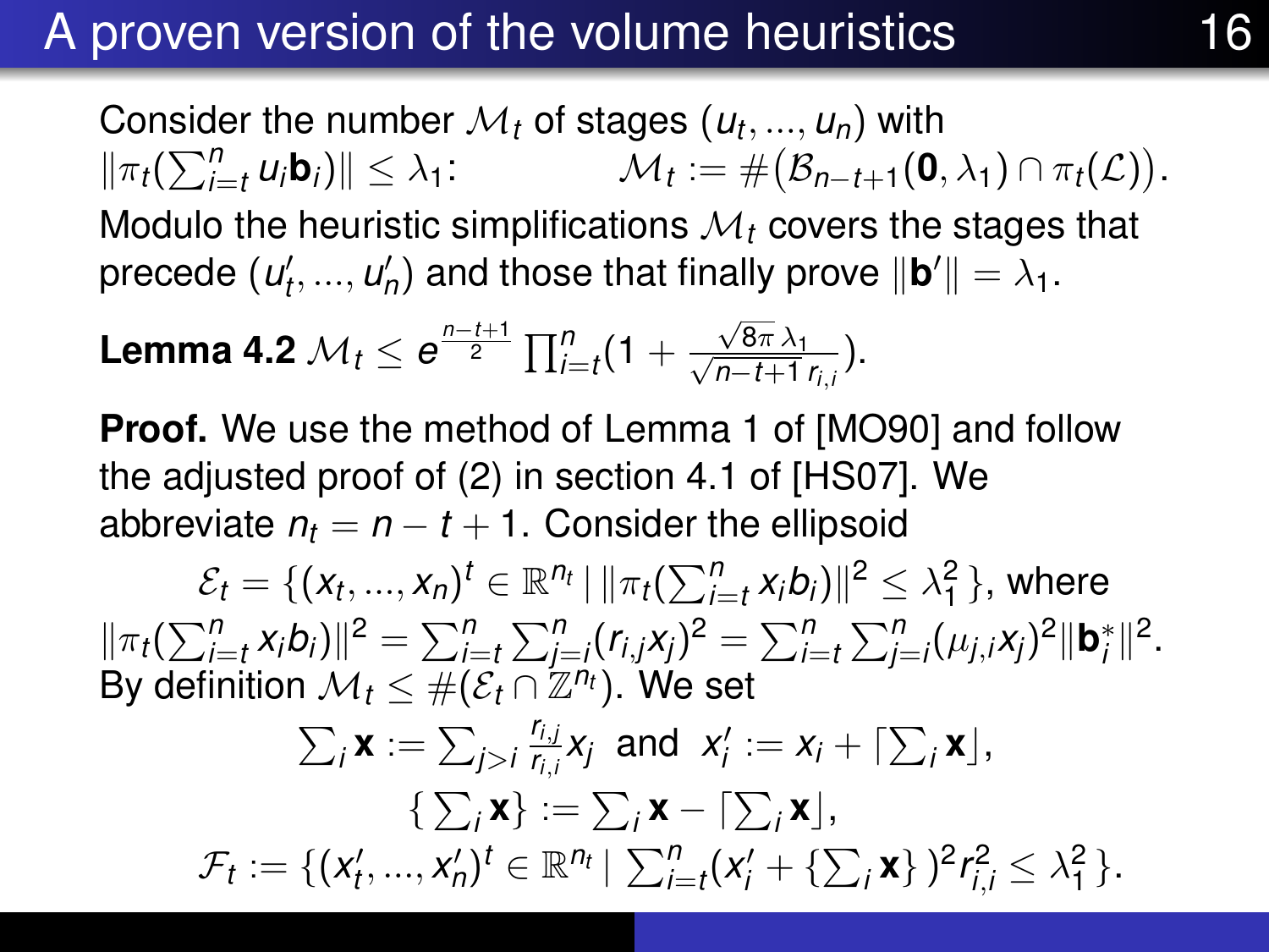# A proven version of the volume heuristics

Consider the number $\mathcal{M}_t$ of stages $(u_t, ..., u_n)$ with $\|\pi_t(\sum_{i=t}^n u_i \mathbf{b}_i)\| \leq \lambda_1$: $\quad \mathcal{M}_t := \#\big(\mathcal{B}_{n-t+1}(\mathbf{0}, \lambda_1) \cap \pi_t(\mathcal{L})\big)$.

Modulo the heuristic simplifications $\mathcal{M}_t$ covers the stages that precede $(u'_t, ..., u'_n)$ and those that finally prove $\|\mathbf{b}'\| = \lambda_1$.

**Lemma 4.2** $\mathcal{M}_t \leq e^{\frac{n-t+1}{2}} \prod_{i=t}^n (1 + \frac{\sqrt{8\pi}\,\lambda_1}{\sqrt{n-t+1}\, r_{i,i}})$.

**Proof.** We use the method of Lemma 1 of [MO90] and follow the adjusted proof of (2) in section 4.1 of [HS07]. We abbreviate $n_t = n - t + 1$. Consider the ellipsoid

$$\mathcal{E}_t = \{(x_t, ..., x_n)^t \in \mathbb{R}^{n_t} \mid \|\pi_t(\textstyle\sum_{i=t}^n x_i b_i)\|^2 \leq \lambda_1^2\}, \text{ where}$$

$$\|\pi_t(\textstyle\sum_{i=t}^n x_i b_i)\|^2 = \sum_{i=t}^n \sum_{j=i}^n (r_{i,j} x_j)^2 = \sum_{i=t}^n \sum_{j=i}^n (\mu_{j,i} x_j)^2 \|\mathbf{b}_i^*\|^2.$$

By definition $\mathcal{M}_t \leq \#(\mathcal{E}_t \cap \mathbb{Z}^{n_t})$. We set

$$\textstyle\sum_i \mathbf{x} := \sum_{j>i} \frac{r_{i,j}}{r_{i,i}} x_j \ \text{ and } \ x'_i := x_i + \lceil \sum_i \mathbf{x} \rfloor,$$

$$\{\textstyle\sum_i \mathbf{x}\} := \sum_i \mathbf{x} - \lceil \sum_i \mathbf{x} \rfloor,$$

$$\mathcal{F}_t := \{(x'_t, ..., x'_n)^t \in \mathbb{R}^{n_t} \mid \textstyle\sum_{i=t}^n (x'_i + \{\sum_i \mathbf{x}\})^2 r_{i,i}^2 \leq \lambda_1^2\}.$$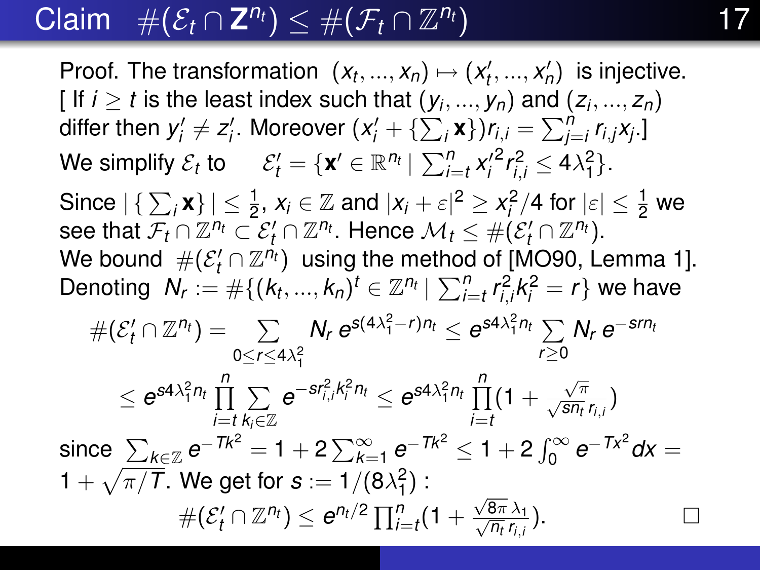# Claim $\#(\mathcal{E}_t \cap \mathbf{Z}^{n_t}) \leq \#(\mathcal{F}_t \cap \mathbb{Z}^{n_t})$

Proof. The transformation $(x_t, ..., x_n) \mapsto (x'_t, ..., x'_n)$ is injective.
[ If $i \geq t$ is the least index such that $(y_i, ..., y_n)$ and $(z_i, ..., z_n)$ differ then $y'_i \neq z'_i$. Moreover $(x'_i + \{\sum_i \mathbf{x}\})r_{i,i} = \sum_{j=i}^n r_{i,j}x_j$.]

We simplify $\mathcal{E}_t$ to $\quad \mathcal{E}'_t = \{\mathbf{x}' \in \mathbb{R}^{n_t} \mid \sum_{i=t}^n {x'_i}^2 r_{i,i}^2 \leq 4\lambda_1^2\}$.

Since $|\{\sum_i \mathbf{x}\}| \leq \frac{1}{2}$, $x_i \in \mathbb{Z}$ and $|x_i + \varepsilon|^2 \geq x_i^2/4$ for $|\varepsilon| \leq \frac{1}{2}$ we see that $\mathcal{F}_t \cap \mathbb{Z}^{n_t} \subset \mathcal{E}'_t \cap \mathbb{Z}^{n_t}$. Hence $\mathcal{M}_t \leq \#(\mathcal{E}'_t \cap \mathbb{Z}^{n_t})$.
We bound $\#(\mathcal{E}'_t \cap \mathbb{Z}^{n_t})$ using the method of [MO90, Lemma 1].
Denoting $N_r := \#\{(k_t, ..., k_n)^t \in \mathbb{Z}^{n_t} \mid \sum_{i=t}^n r_{i,i}^2 k_i^2 = r\}$ we have

$$\#(\mathcal{E}'_t \cap \mathbb{Z}^{n_t}) = \sum_{0 \leq r \leq 4\lambda_1^2} N_r \, e^{s(4\lambda_1^2 - r)n_t} \leq e^{s4\lambda_1^2 n_t} \sum_{r \geq 0} N_r \, e^{-srn_t}$$

$$\leq e^{s4\lambda_1^2 n_t} \prod_{i=t}^n \sum_{k_i \in \mathbb{Z}} e^{-sr_{i,i}^2 k_i^2 n_t} \leq e^{s4\lambda_1^2 n_t} \prod_{i=t}^n \left(1 + \frac{\sqrt{\pi}}{\sqrt{sn_t}\, r_{i,i}}\right)$$

since $\sum_{k \in \mathbb{Z}} e^{-Tk^2} = 1 + 2\sum_{k=1}^\infty e^{-Tk^2} \leq 1 + 2\int_0^\infty e^{-Tx^2} dx = 1 + \sqrt{\pi/T}$. We get for $s := 1/(8\lambda_1^2)$ :

$$\#(\mathcal{E}'_t \cap \mathbb{Z}^{n_t}) \leq e^{n_t/2} \prod_{i=t}^n \left(1 + \frac{\sqrt{8\pi}\,\lambda_1}{\sqrt{n_t}\, r_{i,i}}\right).$$

□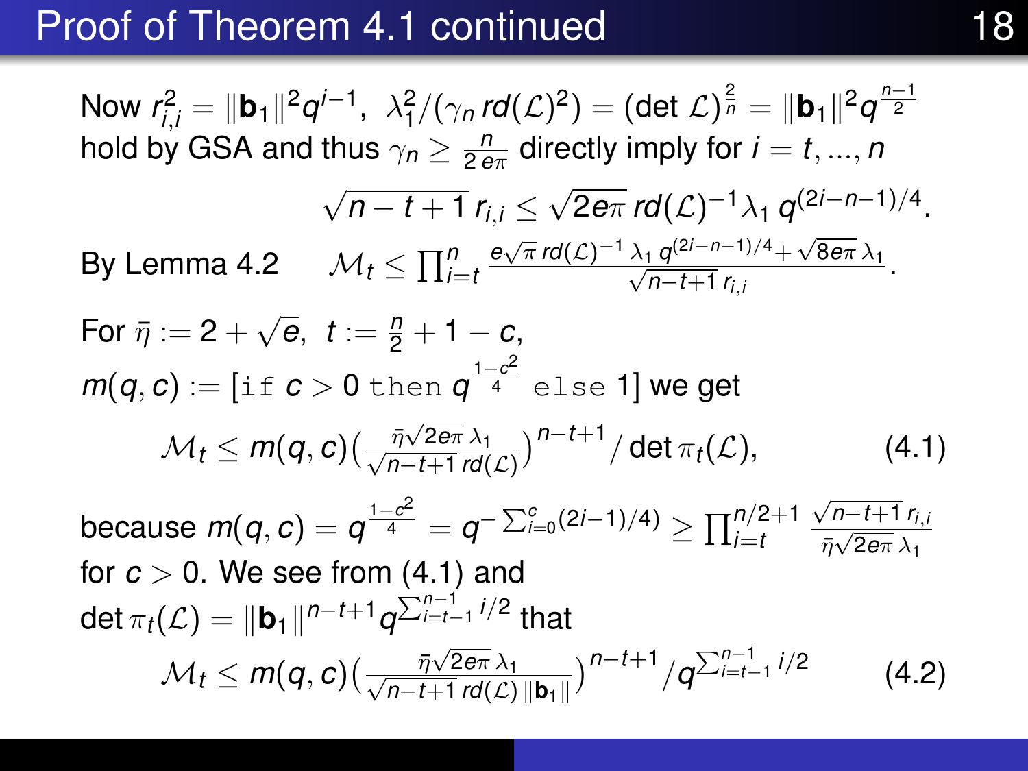# Proof of Theorem 4.1 continued

Now $r_{i,i}^2 = \|\mathbf{b}_1\|^2 q^{i-1}$, $\lambda_1^2/(\gamma_n \, rd(\mathcal{L})^2) = (\det \mathcal{L})^{\frac{2}{n}} = \|\mathbf{b}_1\|^2 q^{\frac{n-1}{2}}$ hold by GSA and thus $\gamma_n \geq \frac{n}{2\,e\pi}$ directly imply for $i = t, ..., n$

$$\sqrt{n-t+1}\, r_{i,i} \leq \sqrt{2e\pi}\, rd(\mathcal{L})^{-1} \lambda_1 \, q^{(2i-n-1)/4}.$$

By Lemma 4.2 $\quad \mathcal{M}_t \leq \prod_{i=t}^{n} \frac{e\sqrt{\pi}\, rd(\mathcal{L})^{-1}\, \lambda_1 \, q^{(2i-n-1)/4} + \sqrt{8e\pi}\, \lambda_1}{\sqrt{n-t+1}\, r_{i,i}}.$

For $\bar{\eta} := 2 + \sqrt{e}$, $t := \frac{n}{2} + 1 - c$,
$m(q,c) :=$ [`if` $c > 0$ `then` $q^{\frac{1-c^2}{4}}$ `else` 1] we get

$$\mathcal{M}_t \leq m(q,c) \left( \frac{\bar{\eta}\sqrt{2e\pi}\, \lambda_1}{\sqrt{n-t+1}\, rd(\mathcal{L})} \right)^{n-t+1} / \det \pi_t(\mathcal{L}), \qquad (4.1)$$

because $m(q,c) = q^{\frac{1-c^2}{4}} = q^{-\sum_{i=0}^{c}(2i-1)/4)} \geq \prod_{i=t}^{n/2+1} \frac{\sqrt{n-t+1}\, r_{i,i}}{\bar{\eta}\sqrt{2e\pi}\, \lambda_1}$ for $c > 0$. We see from (4.1) and
$\det \pi_t(\mathcal{L}) = \|\mathbf{b}_1\|^{n-t+1} q^{\sum_{i=t-1}^{n-1} i/2}$ that

$$\mathcal{M}_t \leq m(q,c) \left( \frac{\bar{\eta}\sqrt{2e\pi}\, \lambda_1}{\sqrt{n-t+1}\, rd(\mathcal{L})\, \|\mathbf{b}_1\|} \right)^{n-t+1} / q^{\sum_{i=t-1}^{n-1} i/2} \qquad (4.2)$$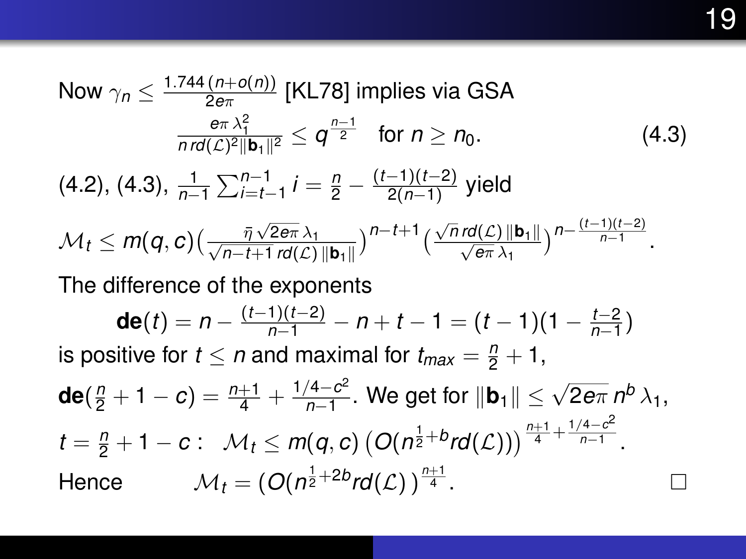Now $\gamma_n \le \frac{1.744\,(n+o(n))}{2e\pi}$ [KL78] implies via GSA

$$\frac{e\pi\,\lambda_1^2}{n\,rd(\mathcal{L})^2\|\mathbf{b}_1\|^2} \le q^{\frac{n-1}{2}} \quad \text{for } n \ge n_0. \tag{4.3}$$

(4.2), (4.3), $\frac{1}{n-1}\sum_{i=t-1}^{n-1} i = \frac{n}{2} - \frac{(t-1)(t-2)}{2(n-1)}$ yield

$$\mathcal{M}_t \le m(q,c)\big(\tfrac{\bar{\eta}\,\sqrt{2e\pi}\,\lambda_1}{\sqrt{n-t+1}\,rd(\mathcal{L})\,\|\mathbf{b}_1\|}\big)^{n-t+1}\big(\tfrac{\sqrt{n}\,rd(\mathcal{L})\,\|\mathbf{b}_1\|}{\sqrt{e\pi}\,\lambda_1}\big)^{n-\frac{(t-1)(t-2)}{n-1}}.$$

The difference of the exponents

$$\mathbf{de}(t) = n - \frac{(t-1)(t-2)}{n-1} - n + t - 1 = (t-1)(1 - \frac{t-2}{n-1})$$

is positive for $t \le n$ and maximal for $t_{max} = \frac{n}{2} + 1$,

$\mathbf{de}(\frac{n}{2} + 1 - c) = \frac{n+1}{4} + \frac{1/4 - c^2}{n-1}$. We get for $\|\mathbf{b}_1\| \le \sqrt{2e\pi}\, n^b\,\lambda_1$,

$t = \frac{n}{2} + 1 - c$ : $\quad \mathcal{M}_t \le m(q,c)\,\big(O(n^{\frac{1}{2}+b} rd(\mathcal{L}))\big)^{\frac{n+1}{4} + \frac{1/4-c^2}{n-1}}$.

Hence $\qquad \mathcal{M}_t = (O(n^{\frac{1}{2}+2b} rd(\mathcal{L})\,)^{\frac{n+1}{4}}$. $\qquad \square$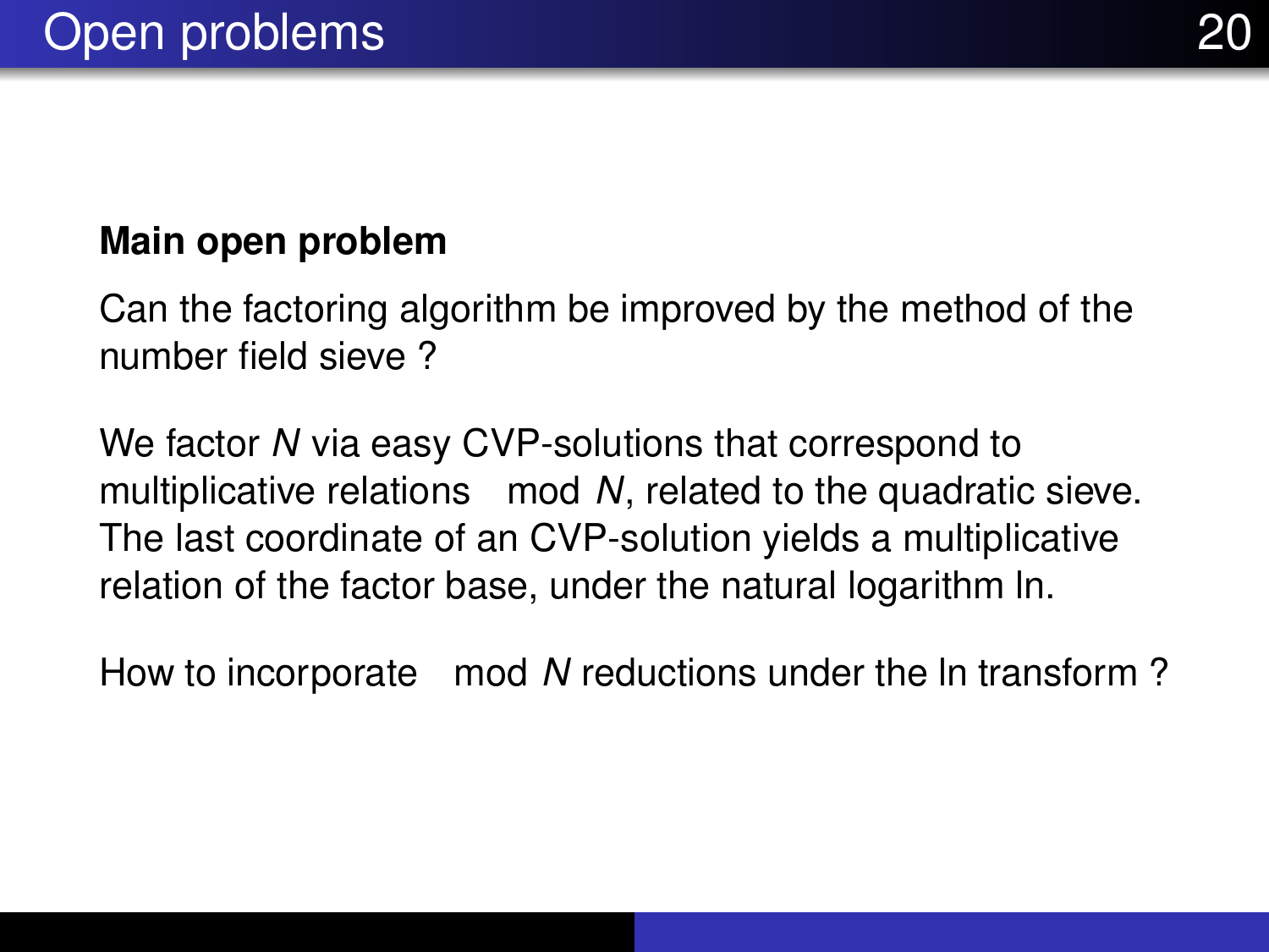# Open problems

**Main open problem**

Can the factoring algorithm be improved by the method of the number field sieve ?

We factor $N$ via easy CVP-solutions that correspond to multiplicative relations $\mod N$, related to the quadratic sieve. The last coordinate of an CVP-solution yields a multiplicative relation of the factor base, under the natural logarithm ln.

How to incorporate $\mod N$ reductions under the ln transform ?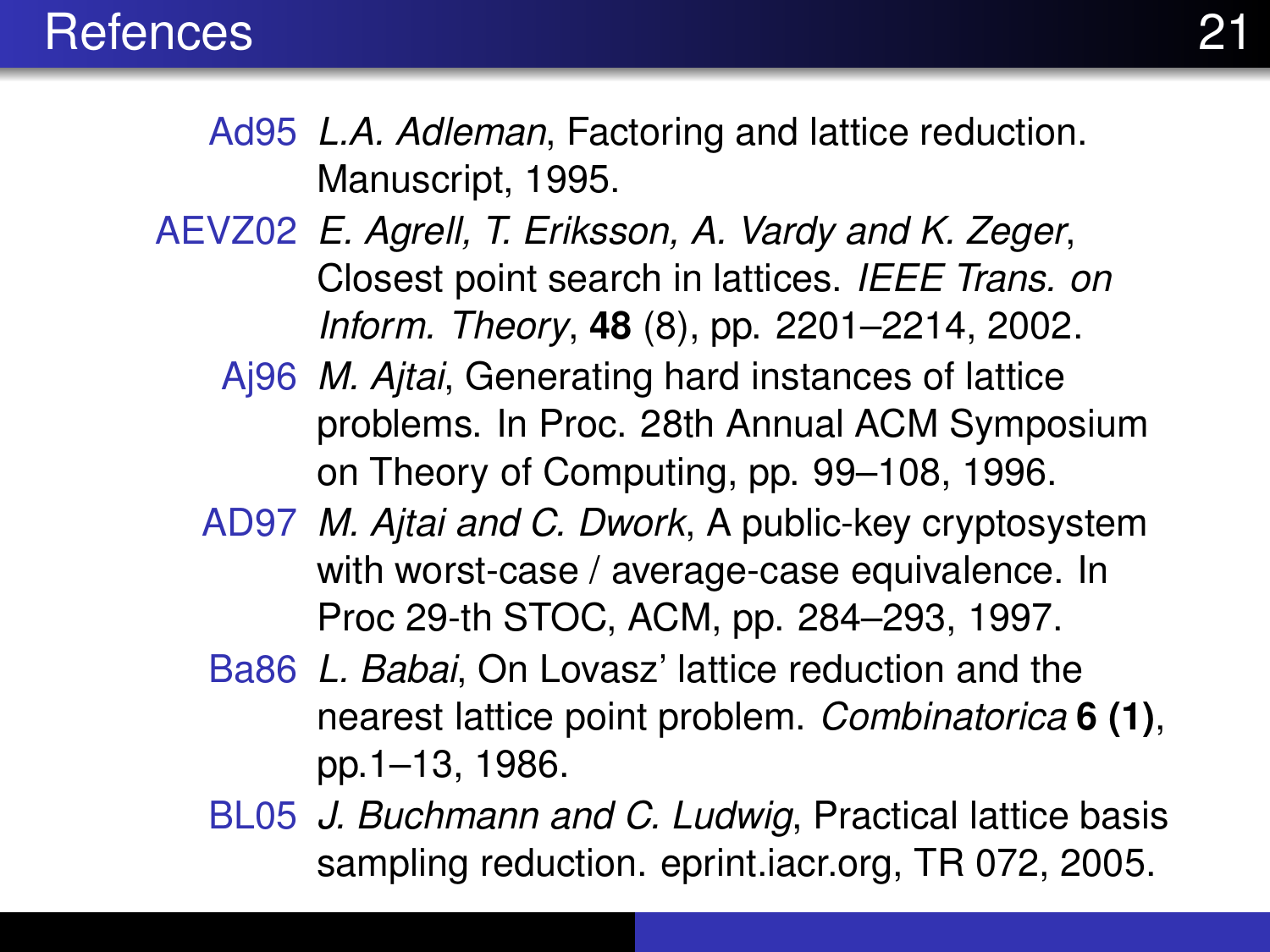# Refences

- **Ad95** *L.A. Adleman*, Factoring and lattice reduction. Manuscript, 1995.
- **AEVZ02** *E. Agrell, T. Eriksson, A. Vardy and K. Zeger*, Closest point search in lattices. *IEEE Trans. on Inform. Theory*, **48** (8), pp. 2201–2214, 2002.
- **Aj96** *M. Ajtai*, Generating hard instances of lattice problems. In Proc. 28th Annual ACM Symposium on Theory of Computing, pp. 99–108, 1996.
- **AD97** *M. Ajtai and C. Dwork*, A public-key cryptosystem with worst-case / average-case equivalence. In Proc 29-th STOC, ACM, pp. 284–293, 1997.
- **Ba86** *L. Babai*, On Lovasz' lattice reduction and the nearest lattice point problem. *Combinatorica* **6 (1)**, pp.1–13, 1986.
- **BL05** *J. Buchmann and C. Ludwig*, Practical lattice basis sampling reduction. eprint.iacr.org, TR 072, 2005.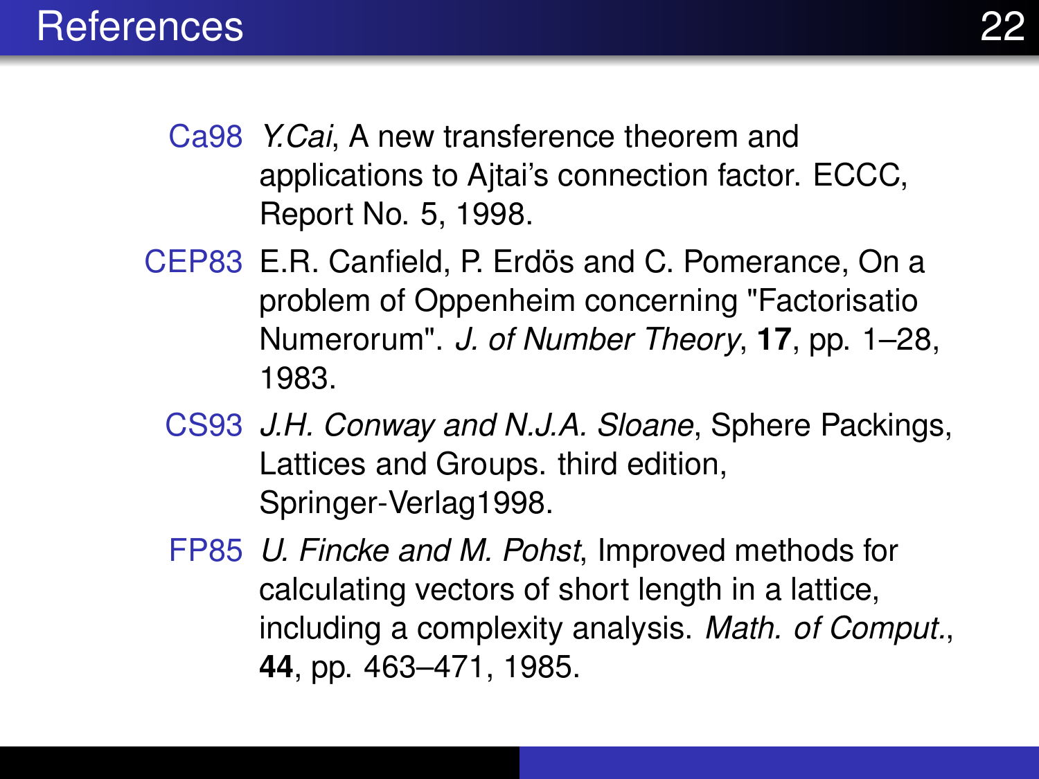# References

Ca98 *Y.Cai*, A new transference theorem and applications to Ajtai's connection factor. ECCC, Report No. 5, 1998.

CEP83 E.R. Canfield, P. Erdös and C. Pomerance, On a problem of Oppenheim concerning "Factorisatio Numerorum". *J. of Number Theory*, **17**, pp. 1–28, 1983.

CS93 *J.H. Conway and N.J.A. Sloane*, Sphere Packings, Lattices and Groups. third edition, Springer-Verlag1998.

FP85 *U. Fincke and M. Pohst*, Improved methods for calculating vectors of short length in a lattice, including a complexity analysis. *Math. of Comput.*, **44**, pp. 463–471, 1985.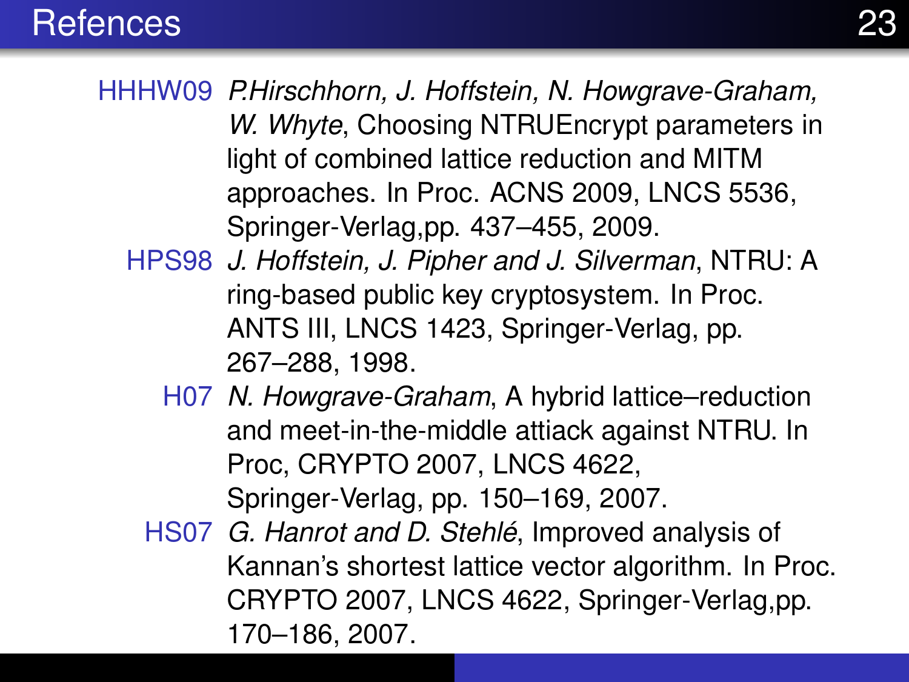# Refences

- **HHHW09** *P.Hirschhorn, J. Hoffstein, N. Howgrave-Graham, W. Whyte*, Choosing NTRUEncrypt parameters in light of combined lattice reduction and MITM approaches. In Proc. ACNS 2009, LNCS 5536, Springer-Verlag,pp. 437–455, 2009.
- **HPS98** *J. Hoffstein, J. Pipher and J. Silverman*, NTRU: A ring-based public key cryptosystem. In Proc. ANTS III, LNCS 1423, Springer-Verlag, pp. 267–288, 1998.
- **H07** *N. Howgrave-Graham*, A hybrid lattice–reduction and meet-in-the-middle attiack against NTRU. In Proc, CRYPTO 2007, LNCS 4622, Springer-Verlag, pp. 150–169, 2007.
- **HS07** *G. Hanrot and D. Stehlé*, Improved analysis of Kannan's shortest lattice vector algorithm. In Proc. CRYPTO 2007, LNCS 4622, Springer-Verlag,pp. 170–186, 2007.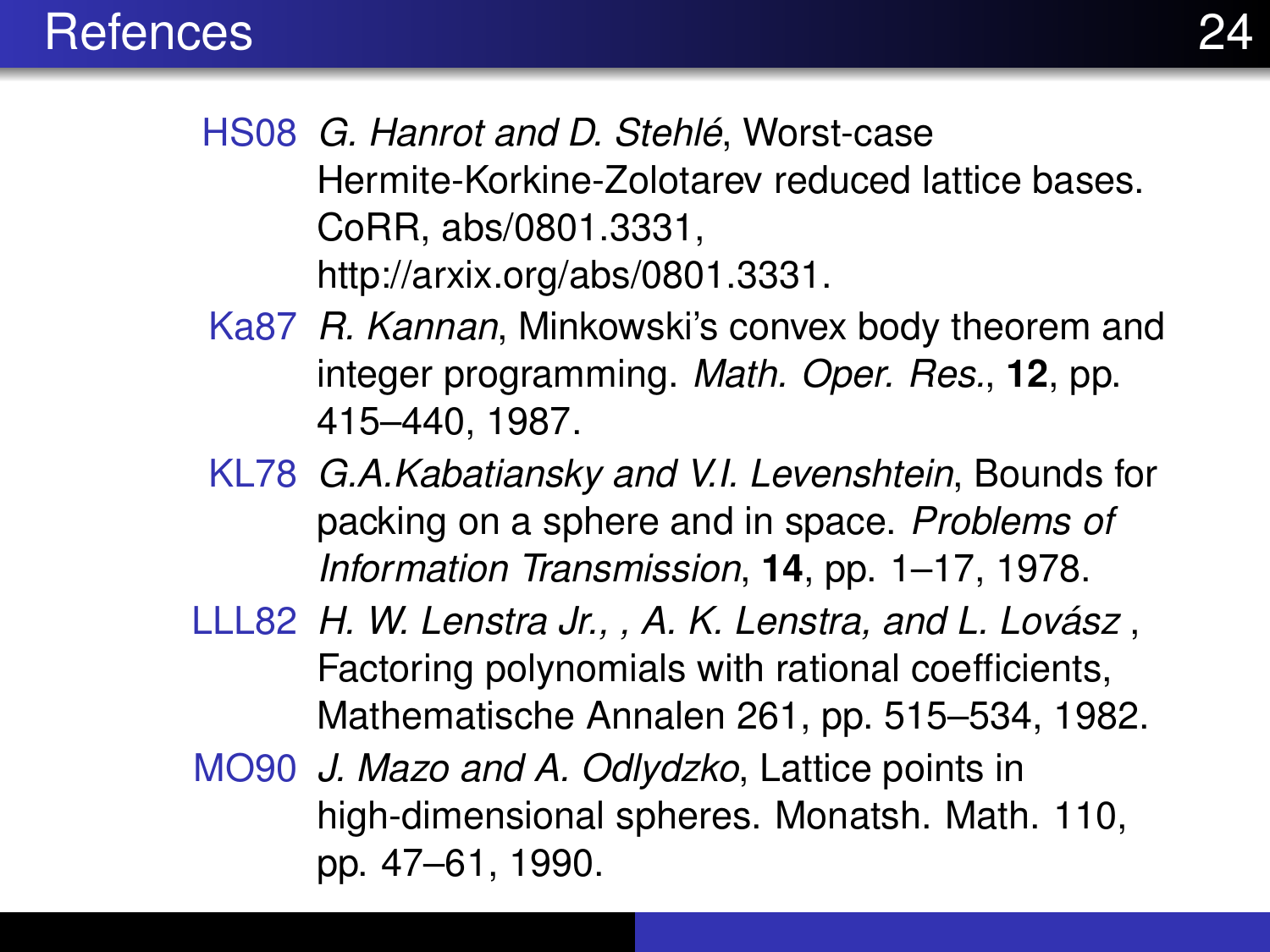# Refences

- HS08 *G. Hanrot and D. Stehlé*, Worst-case Hermite-Korkine-Zolotarev reduced lattice bases. CoRR, abs/0801.3331, http://arxiv.org/abs/0801.3331.
- Ka87 *R. Kannan*, Minkowski's convex body theorem and integer programming. *Math. Oper. Res.*, **12**, pp. 415–440, 1987.
- KL78 *G.A.Kabatiansky and V.I. Levenshtein*, Bounds for packing on a sphere and in space. *Problems of Information Transmission*, **14**, pp. 1–17, 1978.
- LLL82 *H. W. Lenstra Jr., , A. K. Lenstra, and L. Lovász* , Factoring polynomials with rational coefficients, Mathematische Annalen 261, pp. 515–534, 1982.
- MO90 *J. Mazo and A. Odlydzko*, Lattice points in high-dimensional spheres. Monatsh. Math. 110, pp. 47–61, 1990.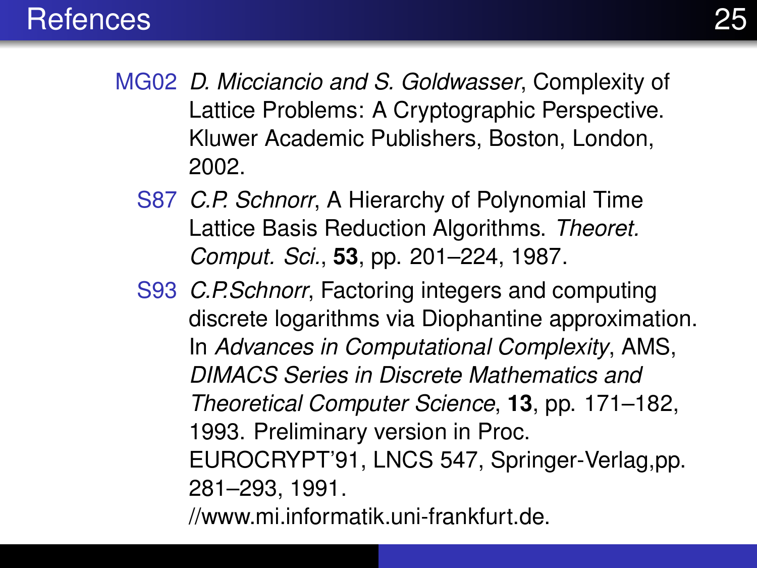# Refences

MG02 *D. Micciancio and S. Goldwasser*, Complexity of Lattice Problems: A Cryptographic Perspective. Kluwer Academic Publishers, Boston, London, 2002.

S87 *C.P. Schnorr*, A Hierarchy of Polynomial Time Lattice Basis Reduction Algorithms. *Theoret. Comput. Sci.*, **53**, pp. 201–224, 1987.

S93 *C.P.Schnorr*, Factoring integers and computing discrete logarithms via Diophantine approximation. In *Advances in Computational Complexity*, AMS, *DIMACS Series in Discrete Mathematics and Theoretical Computer Science*, **13**, pp. 171–182, 1993. Preliminary version in Proc. EUROCRYPT'91, LNCS 547, Springer-Verlag,pp. 281–293, 1991. //www.mi.informatik.uni-frankfurt.de.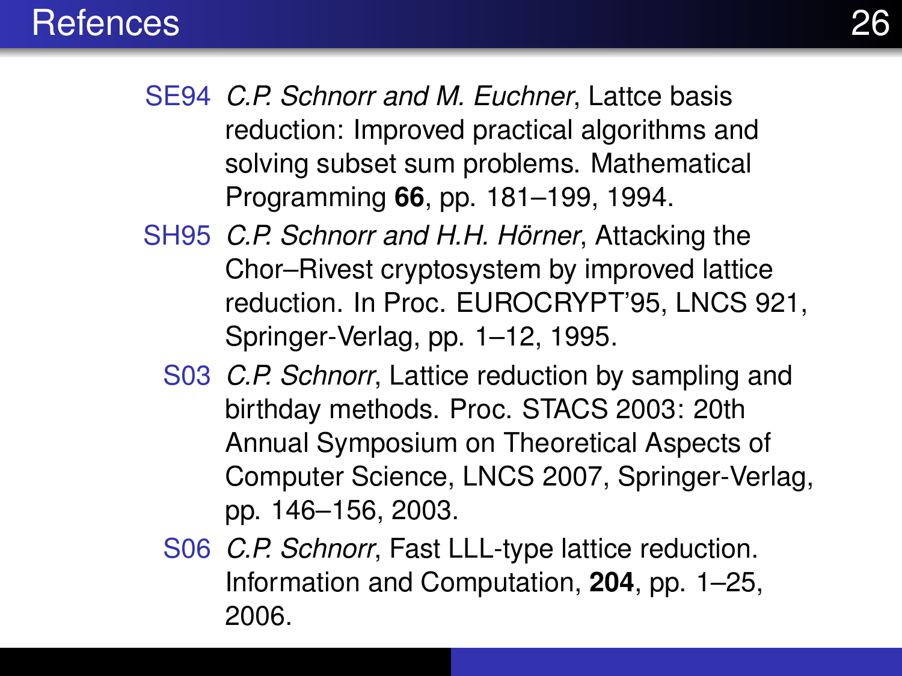# Refences

- SE94 *C.P. Schnorr and M. Euchner*, Lattce basis reduction: Improved practical algorithms and solving subset sum problems. Mathematical Programming **66**, pp. 181–199, 1994.
- SH95 *C.P. Schnorr and H.H. Hörner*, Attacking the Chor–Rivest cryptosystem by improved lattice reduction. In Proc. EUROCRYPT'95, LNCS 921, Springer-Verlag, pp. 1–12, 1995.
- S03 *C.P. Schnorr*, Lattice reduction by sampling and birthday methods. Proc. STACS 2003: 20th Annual Symposium on Theoretical Aspects of Computer Science, LNCS 2007, Springer-Verlag, pp. 146–156, 2003.
- S06 *C.P. Schnorr*, Fast LLL-type lattice reduction. Information and Computation, **204**, pp. 1–25, 2006.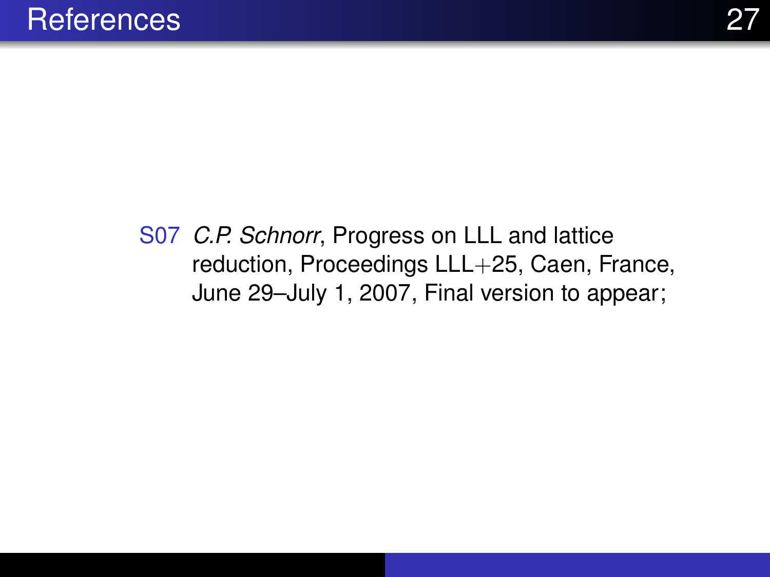# References

S07 *C.P. Schnorr*, Progress on LLL and lattice reduction, Proceedings LLL+25, Caen, France, June 29–July 1, 2007, Final version to appear;